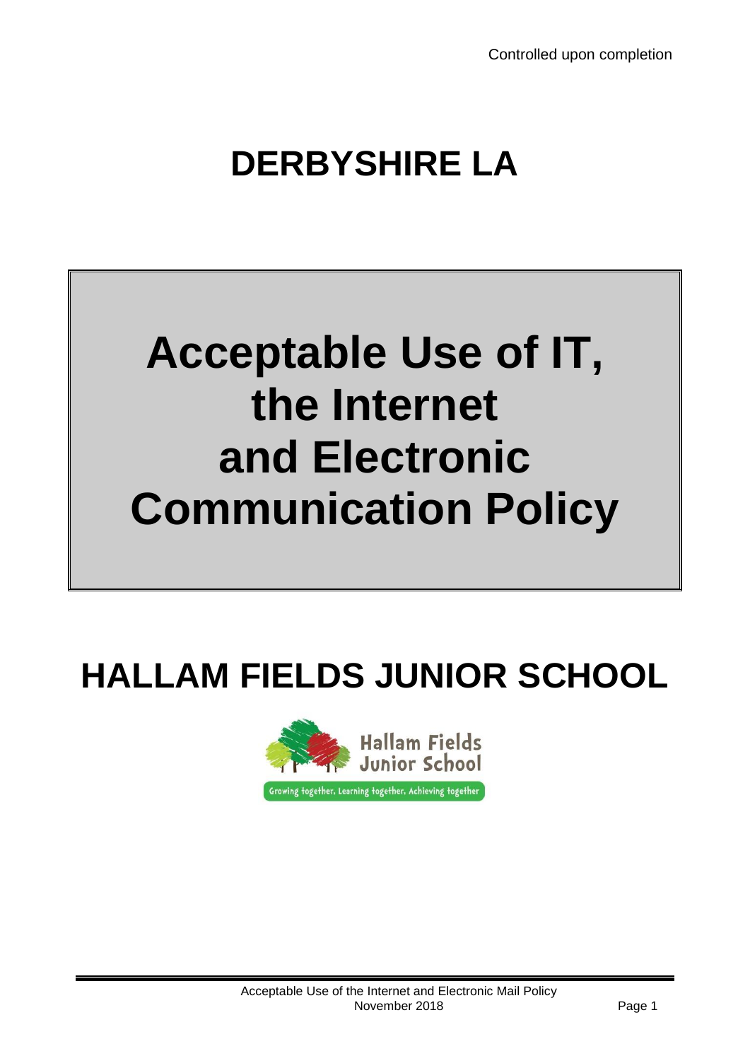Controlled upon completion

# DERBYSHIRE LA

# Acceptable Use of IT, the Internet and Electronic Communication Policy

# HALLAM FIELDS JUNIOR SCHOOL

Hallam Fields Junior School

Growing together, Learning together, Achieving together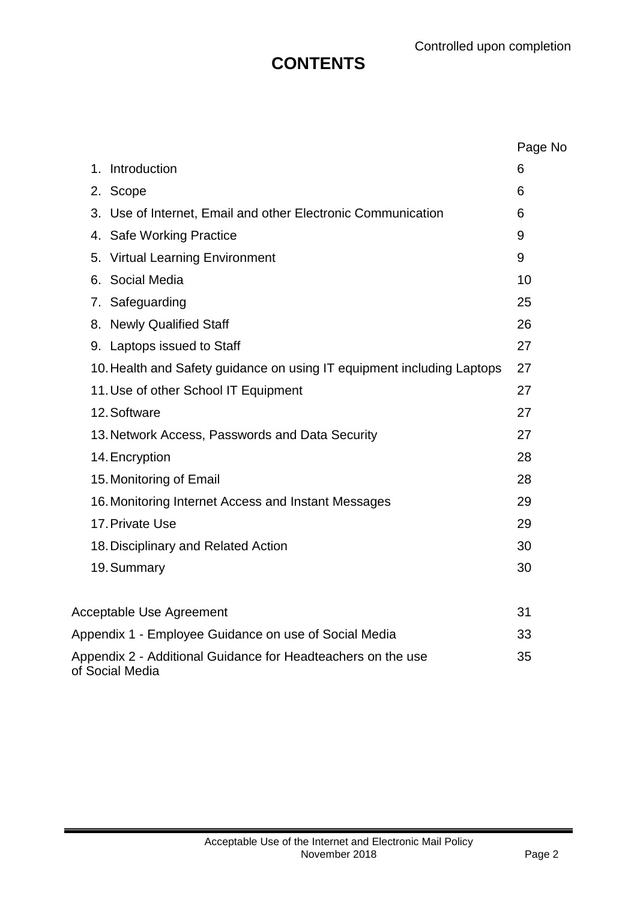Controlled upon completion

# CONTENTS

| | | Page No |
|---|---|---|
| 1. | Introduction | 6 |
| 2. | Scope | 6 |
| 3. | Use of Internet, Email and other Electronic Communication | 6 |
| 4. | Safe Working Practice | 9 |
| 5. | Virtual Learning Environment | 9 |
| 6. | Social Media | 10 |
| 7. | Safeguarding | 25 |
| 8. | Newly Qualified Staff | 26 |
| 9. | Laptops issued to Staff | 27 |
| 10. | Health and Safety guidance on using IT equipment including Laptops | 27 |
| 11. | Use of other School IT Equipment | 27 |
| 12. | Software | 27 |
| 13. | Network Access, Passwords and Data Security | 27 |
| 14. | Encryption | 28 |
| 15. | Monitoring of Email | 28 |
| 16. | Monitoring Internet Access and Instant Messages | 29 |
| 17. | Private Use | 29 |
| 18. | Disciplinary and Related Action | 30 |
| 19. | Summary | 30 |

| | |
|---|---|
| Acceptable Use Agreement | 31 |
| Appendix 1 - Employee Guidance on use of Social Media | 33 |
| Appendix 2 - Additional Guidance for Headteachers on the use of Social Media | 35 |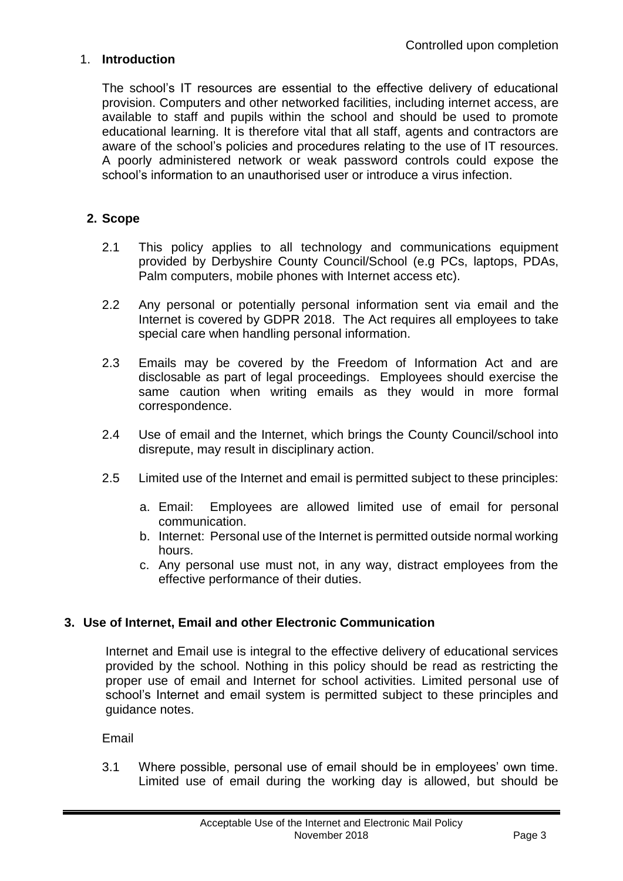Controlled upon completion

## 1. Introduction

The school's IT resources are essential to the effective delivery of educational provision. Computers and other networked facilities, including internet access, are available to staff and pupils within the school and should be used to promote educational learning. It is therefore vital that all staff, agents and contractors are aware of the school's policies and procedures relating to the use of IT resources. A poorly administered network or weak password controls could expose the school's information to an unauthorised user or introduce a virus infection.

## 2. Scope

2.1 This policy applies to all technology and communications equipment provided by Derbyshire County Council/School (e.g PCs, laptops, PDAs, Palm computers, mobile phones with Internet access etc).

2.2 Any personal or potentially personal information sent via email and the Internet is covered by GDPR 2018. The Act requires all employees to take special care when handling personal information.

2.3 Emails may be covered by the Freedom of Information Act and are disclosable as part of legal proceedings. Employees should exercise the same caution when writing emails as they would in more formal correspondence.

2.4 Use of email and the Internet, which brings the County Council/school into disrepute, may result in disciplinary action.

2.5 Limited use of the Internet and email is permitted subject to these principles:

a. Email: Employees are allowed limited use of email for personal communication.
b. Internet: Personal use of the Internet is permitted outside normal working hours.
c. Any personal use must not, in any way, distract employees from the effective performance of their duties.

## 3. Use of Internet, Email and other Electronic Communication

Internet and Email use is integral to the effective delivery of educational services provided by the school. Nothing in this policy should be read as restricting the proper use of email and Internet for school activities. Limited personal use of school's Internet and email system is permitted subject to these principles and guidance notes.

Email

3.1 Where possible, personal use of email should be in employees' own time. Limited use of email during the working day is allowed, but should be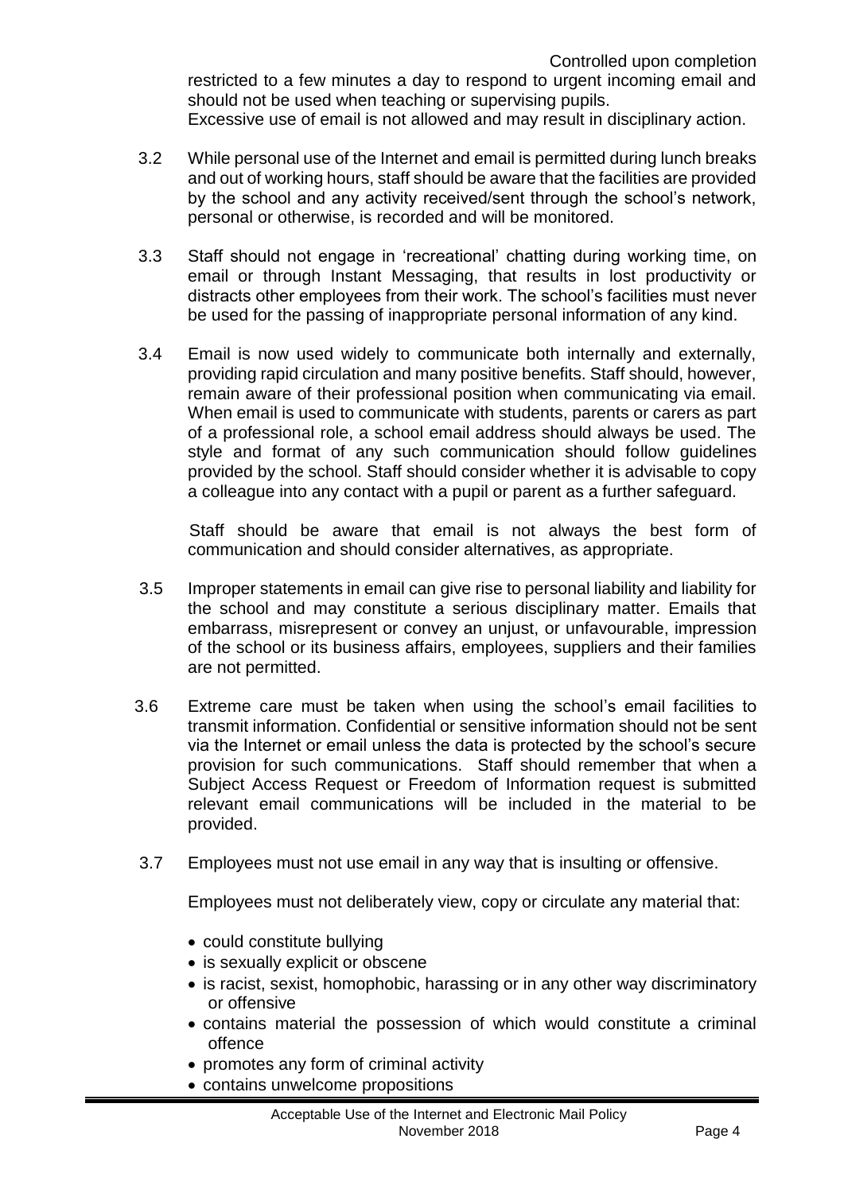restricted to a few minutes a day to respond to urgent incoming email and should not be used when teaching or supervising pupils.
Excessive use of email is not allowed and may result in disciplinary action.

3.2 While personal use of the Internet and email is permitted during lunch breaks and out of working hours, staff should be aware that the facilities are provided by the school and any activity received/sent through the school's network, personal or otherwise, is recorded and will be monitored.

3.3 Staff should not engage in 'recreational' chatting during working time, on email or through Instant Messaging, that results in lost productivity or distracts other employees from their work. The school's facilities must never be used for the passing of inappropriate personal information of any kind.

3.4 Email is now used widely to communicate both internally and externally, providing rapid circulation and many positive benefits. Staff should, however, remain aware of their professional position when communicating via email. When email is used to communicate with students, parents or carers as part of a professional role, a school email address should always be used. The style and format of any such communication should follow guidelines provided by the school. Staff should consider whether it is advisable to copy a colleague into any contact with a pupil or parent as a further safeguard.

Staff should be aware that email is not always the best form of communication and should consider alternatives, as appropriate.

3.5 Improper statements in email can give rise to personal liability and liability for the school and may constitute a serious disciplinary matter. Emails that embarrass, misrepresent or convey an unjust, or unfavourable, impression of the school or its business affairs, employees, suppliers and their families are not permitted.

3.6 Extreme care must be taken when using the school's email facilities to transmit information. Confidential or sensitive information should not be sent via the Internet or email unless the data is protected by the school's secure provision for such communications. Staff should remember that when a Subject Access Request or Freedom of Information request is submitted relevant email communications will be included in the material to be provided.

3.7 Employees must not use email in any way that is insulting or offensive.

Employees must not deliberately view, copy or circulate any material that:

- could constitute bullying
- is sexually explicit or obscene
- is racist, sexist, homophobic, harassing or in any other way discriminatory or offensive
- contains material the possession of which would constitute a criminal offence
- promotes any form of criminal activity
- contains unwelcome propositions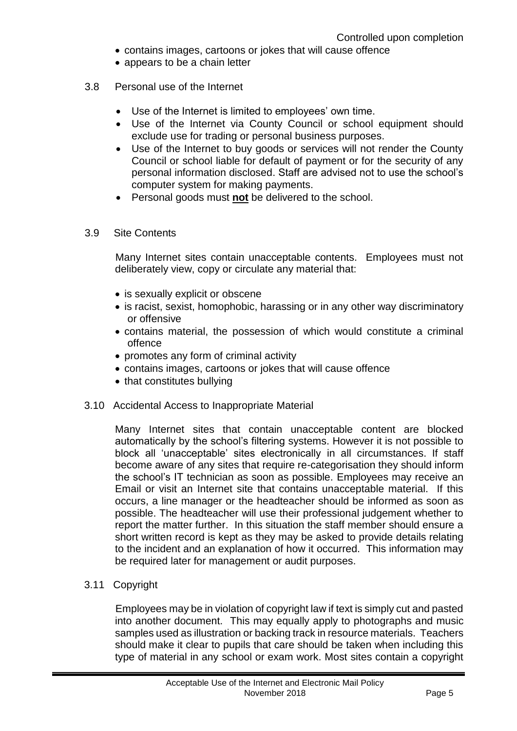- contains images, cartoons or jokes that will cause offence
- appears to be a chain letter

3.8 Personal use of the Internet

- Use of the Internet is limited to employees' own time.
- Use of the Internet via County Council or school equipment should exclude use for trading or personal business purposes.
- Use of the Internet to buy goods or services will not render the County Council or school liable for default of payment or for the security of any personal information disclosed. Staff are advised not to use the school's computer system for making payments.
- Personal goods must **not** be delivered to the school.

3.9 Site Contents

Many Internet sites contain unacceptable contents. Employees must not deliberately view, copy or circulate any material that:

- is sexually explicit or obscene
- is racist, sexist, homophobic, harassing or in any other way discriminatory or offensive
- contains material, the possession of which would constitute a criminal offence
- promotes any form of criminal activity
- contains images, cartoons or jokes that will cause offence
- that constitutes bullying

3.10 Accidental Access to Inappropriate Material

Many Internet sites that contain unacceptable content are blocked automatically by the school's filtering systems. However it is not possible to block all 'unacceptable' sites electronically in all circumstances. If staff become aware of any sites that require re-categorisation they should inform the school's IT technician as soon as possible. Employees may receive an Email or visit an Internet site that contains unacceptable material. If this occurs, a line manager or the headteacher should be informed as soon as possible. The headteacher will use their professional judgement whether to report the matter further. In this situation the staff member should ensure a short written record is kept as they may be asked to provide details relating to the incident and an explanation of how it occurred. This information may be required later for management or audit purposes.

3.11 Copyright

Employees may be in violation of copyright law if text is simply cut and pasted into another document. This may equally apply to photographs and music samples used as illustration or backing track in resource materials. Teachers should make it clear to pupils that care should be taken when including this type of material in any school or exam work. Most sites contain a copyright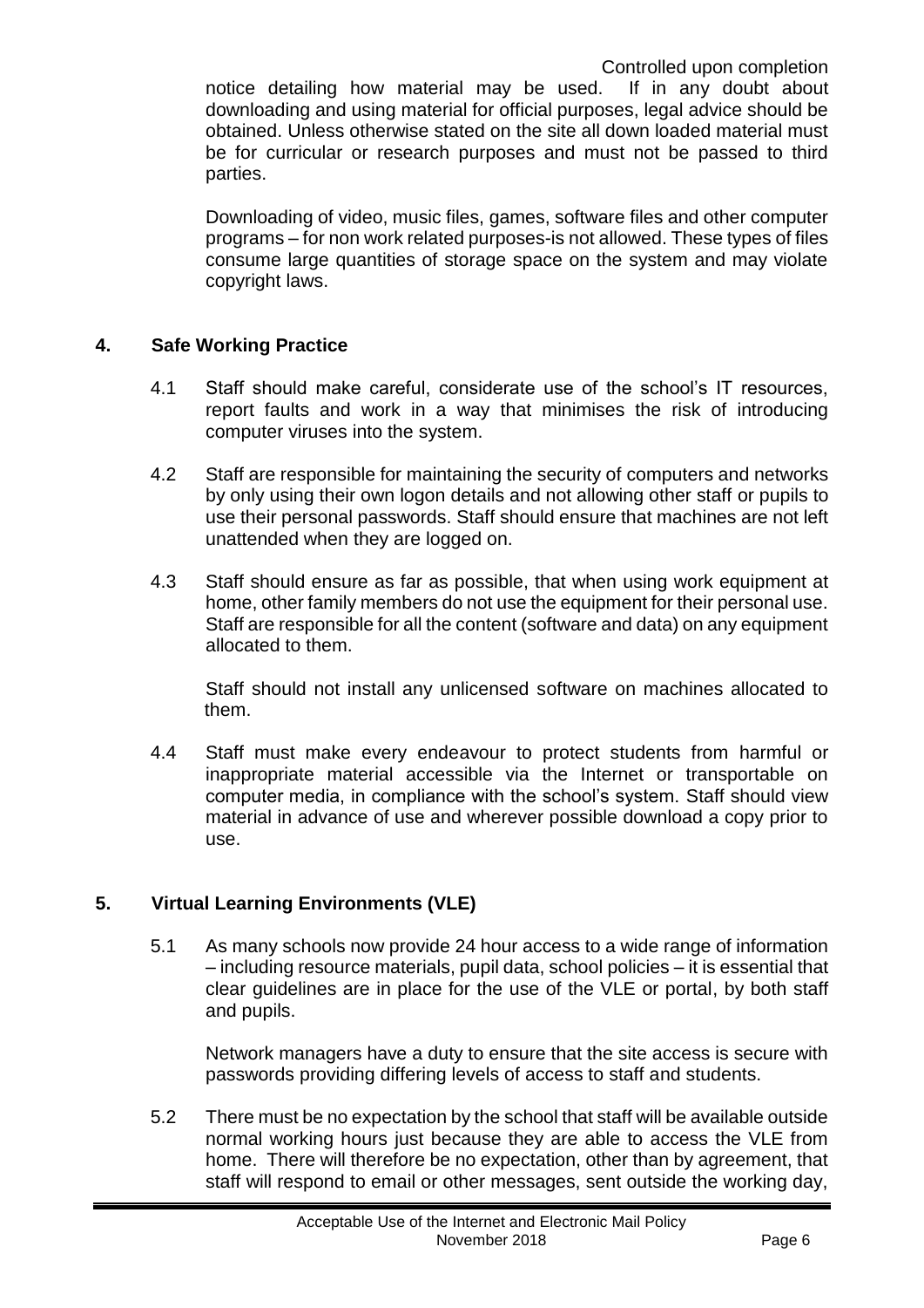notice detailing how material may be used. If in any doubt about downloading and using material for official purposes, legal advice should be obtained. Unless otherwise stated on the site all down loaded material must be for curricular or research purposes and must not be passed to third parties.

Downloading of video, music files, games, software files and other computer programs – for non work related purposes-is not allowed. These types of files consume large quantities of storage space on the system and may violate copyright laws.

## 4. Safe Working Practice

4.1 Staff should make careful, considerate use of the school's IT resources, report faults and work in a way that minimises the risk of introducing computer viruses into the system.

4.2 Staff are responsible for maintaining the security of computers and networks by only using their own logon details and not allowing other staff or pupils to use their personal passwords. Staff should ensure that machines are not left unattended when they are logged on.

4.3 Staff should ensure as far as possible, that when using work equipment at home, other family members do not use the equipment for their personal use. Staff are responsible for all the content (software and data) on any equipment allocated to them.

Staff should not install any unlicensed software on machines allocated to them.

4.4 Staff must make every endeavour to protect students from harmful or inappropriate material accessible via the Internet or transportable on computer media, in compliance with the school's system. Staff should view material in advance of use and wherever possible download a copy prior to use.

## 5. Virtual Learning Environments (VLE)

5.1 As many schools now provide 24 hour access to a wide range of information – including resource materials, pupil data, school policies – it is essential that clear guidelines are in place for the use of the VLE or portal, by both staff and pupils.

Network managers have a duty to ensure that the site access is secure with passwords providing differing levels of access to staff and students.

5.2 There must be no expectation by the school that staff will be available outside normal working hours just because they are able to access the VLE from home. There will therefore be no expectation, other than by agreement, that staff will respond to email or other messages, sent outside the working day,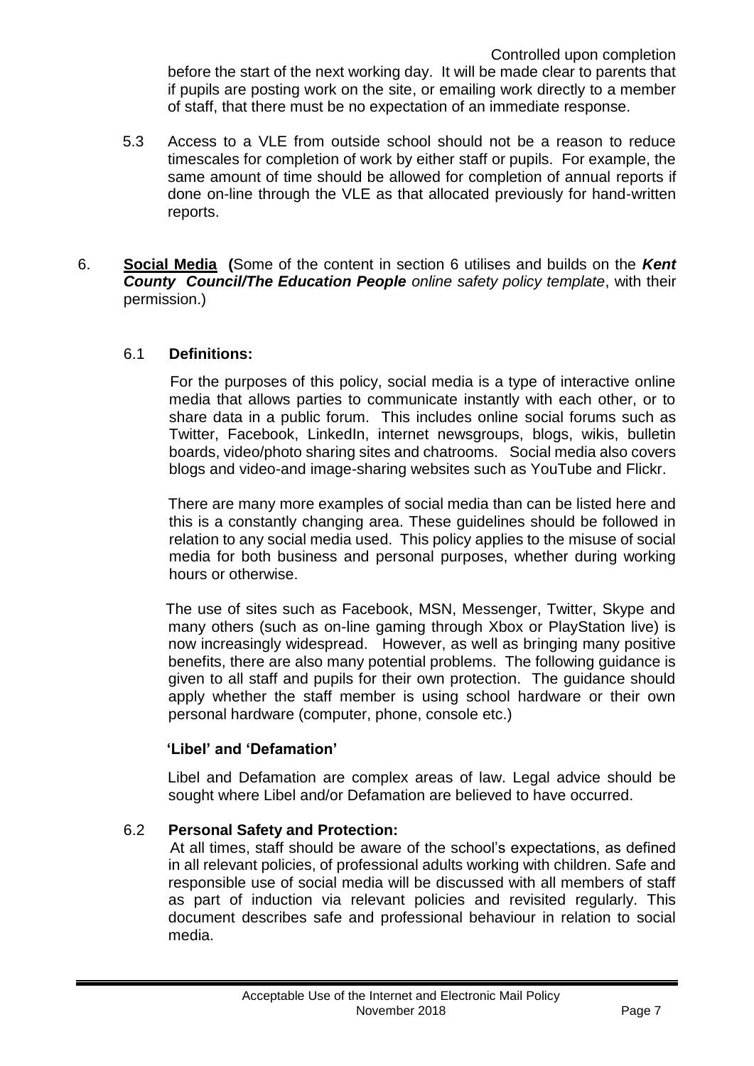before the start of the next working day. It will be made clear to parents that if pupils are posting work on the site, or emailing work directly to a member of staff, that there must be no expectation of an immediate response.

5.3 Access to a VLE from outside school should not be a reason to reduce timescales for completion of work by either staff or pupils. For example, the same amount of time should be allowed for completion of annual reports if done on-line through the VLE as that allocated previously for hand-written reports.

## 6. Social Media (Some of the content in section 6 utilises and builds on the ***Kent County Council/The Education People*** *online safety policy template*, with their permission.)

### 6.1 Definitions:

For the purposes of this policy, social media is a type of interactive online media that allows parties to communicate instantly with each other, or to share data in a public forum. This includes online social forums such as Twitter, Facebook, LinkedIn, internet newsgroups, blogs, wikis, bulletin boards, video/photo sharing sites and chatrooms. Social media also covers blogs and video-and image-sharing websites such as YouTube and Flickr.

There are many more examples of social media than can be listed here and this is a constantly changing area. These guidelines should be followed in relation to any social media used. This policy applies to the misuse of social media for both business and personal purposes, whether during working hours or otherwise.

The use of sites such as Facebook, MSN, Messenger, Twitter, Skype and many others (such as on-line gaming through Xbox or PlayStation live) is now increasingly widespread. However, as well as bringing many positive benefits, there are also many potential problems. The following guidance is given to all staff and pupils for their own protection. The guidance should apply whether the staff member is using school hardware or their own personal hardware (computer, phone, console etc.)

**'Libel' and 'Defamation'**

Libel and Defamation are complex areas of law. Legal advice should be sought where Libel and/or Defamation are believed to have occurred.

### 6.2 Personal Safety and Protection:

At all times, staff should be aware of the school's expectations, as defined in all relevant policies, of professional adults working with children. Safe and responsible use of social media will be discussed with all members of staff as part of induction via relevant policies and revisited regularly. This document describes safe and professional behaviour in relation to social media.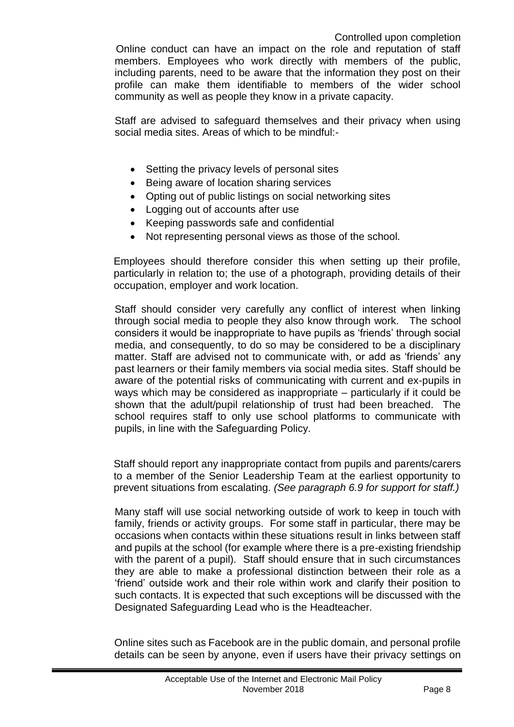Online conduct can have an impact on the role and reputation of staff members. Employees who work directly with members of the public, including parents, need to be aware that the information they post on their profile can make them identifiable to members of the wider school community as well as people they know in a private capacity.

Staff are advised to safeguard themselves and their privacy when using social media sites. Areas of which to be mindful:-

- Setting the privacy levels of personal sites
- Being aware of location sharing services
- Opting out of public listings on social networking sites
- Logging out of accounts after use
- Keeping passwords safe and confidential
- Not representing personal views as those of the school.

Employees should therefore consider this when setting up their profile, particularly in relation to; the use of a photograph, providing details of their occupation, employer and work location.

Staff should consider very carefully any conflict of interest when linking through social media to people they also know through work. The school considers it would be inappropriate to have pupils as 'friends' through social media, and consequently, to do so may be considered to be a disciplinary matter. Staff are advised not to communicate with, or add as 'friends' any past learners or their family members via social media sites. Staff should be aware of the potential risks of communicating with current and ex-pupils in ways which may be considered as inappropriate – particularly if it could be shown that the adult/pupil relationship of trust had been breached. The school requires staff to only use school platforms to communicate with pupils, in line with the Safeguarding Policy.

Staff should report any inappropriate contact from pupils and parents/carers to a member of the Senior Leadership Team at the earliest opportunity to prevent situations from escalating. *(See paragraph 6.9 for support for staff.)*

Many staff will use social networking outside of work to keep in touch with family, friends or activity groups. For some staff in particular, there may be occasions when contacts within these situations result in links between staff and pupils at the school (for example where there is a pre-existing friendship with the parent of a pupil). Staff should ensure that in such circumstances they are able to make a professional distinction between their role as a 'friend' outside work and their role within work and clarify their position to such contacts. It is expected that such exceptions will be discussed with the Designated Safeguarding Lead who is the Headteacher.

Online sites such as Facebook are in the public domain, and personal profile details can be seen by anyone, even if users have their privacy settings on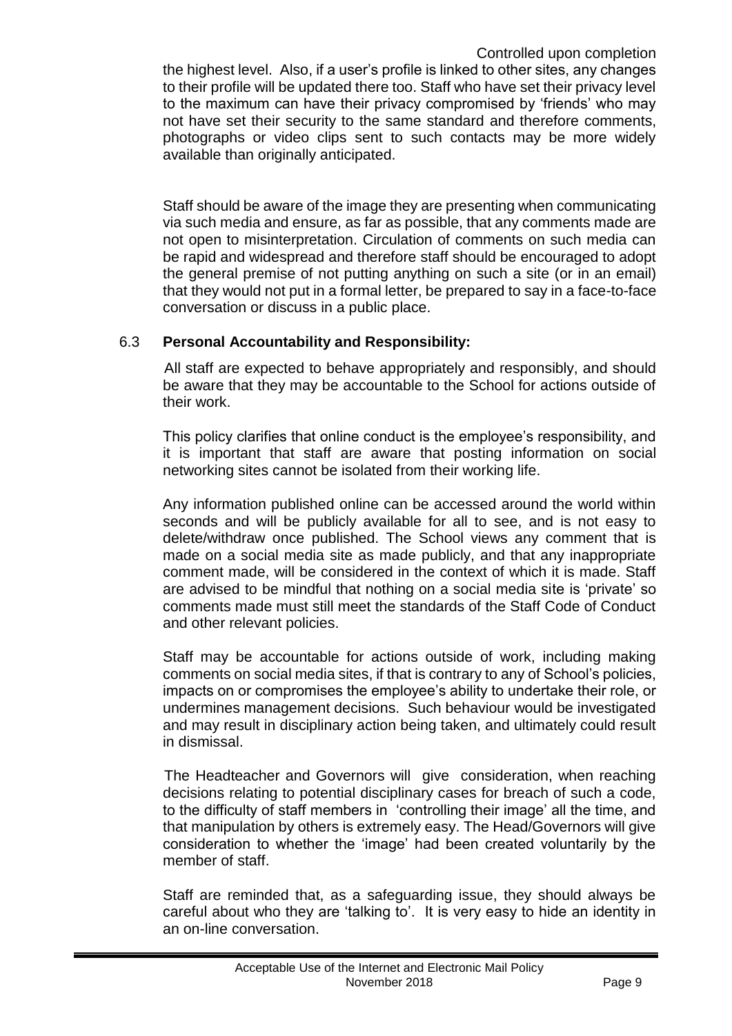the highest level. Also, if a user's profile is linked to other sites, any changes to their profile will be updated there too. Staff who have set their privacy level to the maximum can have their privacy compromised by 'friends' who may not have set their security to the same standard and therefore comments, photographs or video clips sent to such contacts may be more widely available than originally anticipated.

Staff should be aware of the image they are presenting when communicating via such media and ensure, as far as possible, that any comments made are not open to misinterpretation. Circulation of comments on such media can be rapid and widespread and therefore staff should be encouraged to adopt the general premise of not putting anything on such a site (or in an email) that they would not put in a formal letter, be prepared to say in a face-to-face conversation or discuss in a public place.

### 6.3 Personal Accountability and Responsibility:

All staff are expected to behave appropriately and responsibly, and should be aware that they may be accountable to the School for actions outside of their work.

This policy clarifies that online conduct is the employee's responsibility, and it is important that staff are aware that posting information on social networking sites cannot be isolated from their working life.

Any information published online can be accessed around the world within seconds and will be publicly available for all to see, and is not easy to delete/withdraw once published. The School views any comment that is made on a social media site as made publicly, and that any inappropriate comment made, will be considered in the context of which it is made. Staff are advised to be mindful that nothing on a social media site is 'private' so comments made must still meet the standards of the Staff Code of Conduct and other relevant policies.

Staff may be accountable for actions outside of work, including making comments on social media sites, if that is contrary to any of School's policies, impacts on or compromises the employee's ability to undertake their role, or undermines management decisions. Such behaviour would be investigated and may result in disciplinary action being taken, and ultimately could result in dismissal.

The Headteacher and Governors will give consideration, when reaching decisions relating to potential disciplinary cases for breach of such a code, to the difficulty of staff members in 'controlling their image' all the time, and that manipulation by others is extremely easy. The Head/Governors will give consideration to whether the 'image' had been created voluntarily by the member of staff.

Staff are reminded that, as a safeguarding issue, they should always be careful about who they are 'talking to'. It is very easy to hide an identity in an on-line conversation.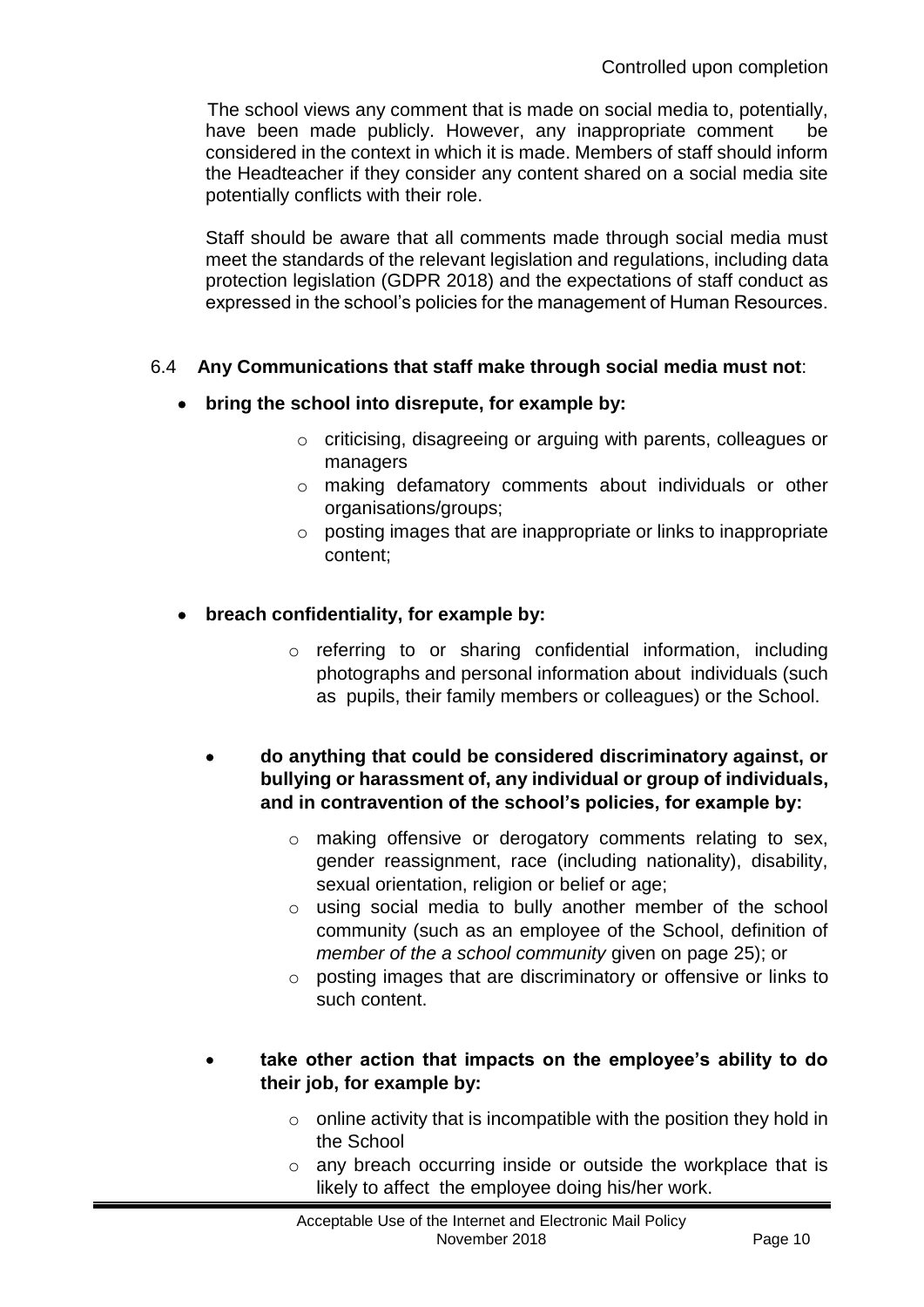The school views any comment that is made on social media to, potentially, have been made publicly. However, any inappropriate comment be considered in the context in which it is made. Members of staff should inform the Headteacher if they consider any content shared on a social media site potentially conflicts with their role.

Staff should be aware that all comments made through social media must meet the standards of the relevant legislation and regulations, including data protection legislation (GDPR 2018) and the expectations of staff conduct as expressed in the school's policies for the management of Human Resources.

6.4 **Any Communications that staff make through social media must not**:

- **bring the school into disrepute, for example by:**
  - criticising, disagreeing or arguing with parents, colleagues or managers
  - making defamatory comments about individuals or other organisations/groups;
  - posting images that are inappropriate or links to inappropriate content;

- **breach confidentiality, for example by:**
  - referring to or sharing confidential information, including photographs and personal information about individuals (such as pupils, their family members or colleagues) or the School.

- **do anything that could be considered discriminatory against, or bullying or harassment of, any individual or group of individuals, and in contravention of the school's policies, for example by:**
  - making offensive or derogatory comments relating to sex, gender reassignment, race (including nationality), disability, sexual orientation, religion or belief or age;
  - using social media to bully another member of the school community (such as an employee of the School, definition of *member of the a school community* given on page 25); or
  - posting images that are discriminatory or offensive or links to such content.

- **take other action that impacts on the employee's ability to do their job, for example by:**
  - online activity that is incompatible with the position they hold in the School
  - any breach occurring inside or outside the workplace that is likely to affect the employee doing his/her work.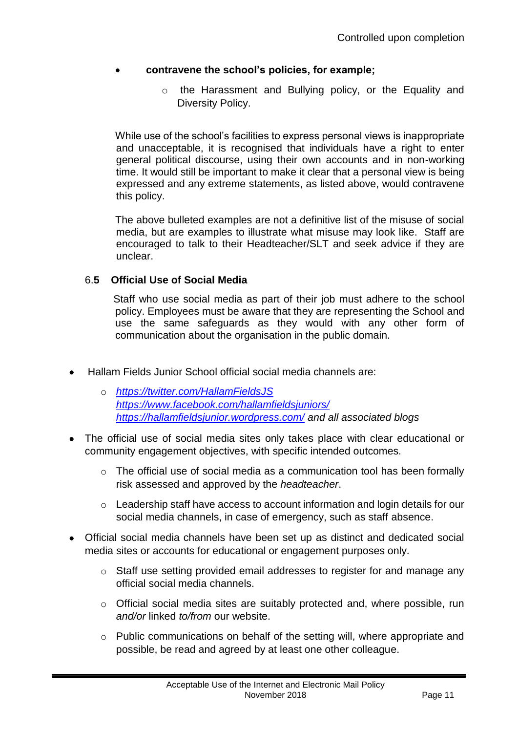- **contravene the school's policies, for example;**
    - the Harassment and Bullying policy, or the Equality and Diversity Policy.

While use of the school's facilities to express personal views is inappropriate and unacceptable, it is recognised that individuals have a right to enter general political discourse, using their own accounts and in non-working time. It would still be important to make it clear that a personal view is being expressed and any extreme statements, as listed above, would contravene this policy.

The above bulleted examples are not a definitive list of the misuse of social media, but are examples to illustrate what misuse may look like. Staff are encouraged to talk to their Headteacher/SLT and seek advice if they are unclear.

### 6.**5 Official Use of Social Media**

Staff who use social media as part of their job must adhere to the school policy. Employees must be aware that they are representing the School and use the same safeguards as they would with any other form of communication about the organisation in the public domain.

- Hallam Fields Junior School official social media channels are:
    - *https://twitter.com/HallamFieldsJS*
      *https://www.facebook.com/hallamfieldsjuniors/*
      *https://hallamfieldsjunior.wordpress.com/ and all associated blogs*
- The official use of social media sites only takes place with clear educational or community engagement objectives, with specific intended outcomes.
    - The official use of social media as a communication tool has been formally risk assessed and approved by the *headteacher*.
    - Leadership staff have access to account information and login details for our social media channels, in case of emergency, such as staff absence.
- Official social media channels have been set up as distinct and dedicated social media sites or accounts for educational or engagement purposes only.
    - Staff use setting provided email addresses to register for and manage any official social media channels.
    - Official social media sites are suitably protected and, where possible, run *and/or* linked *to/from* our website.
    - Public communications on behalf of the setting will, where appropriate and possible, be read and agreed by at least one other colleague.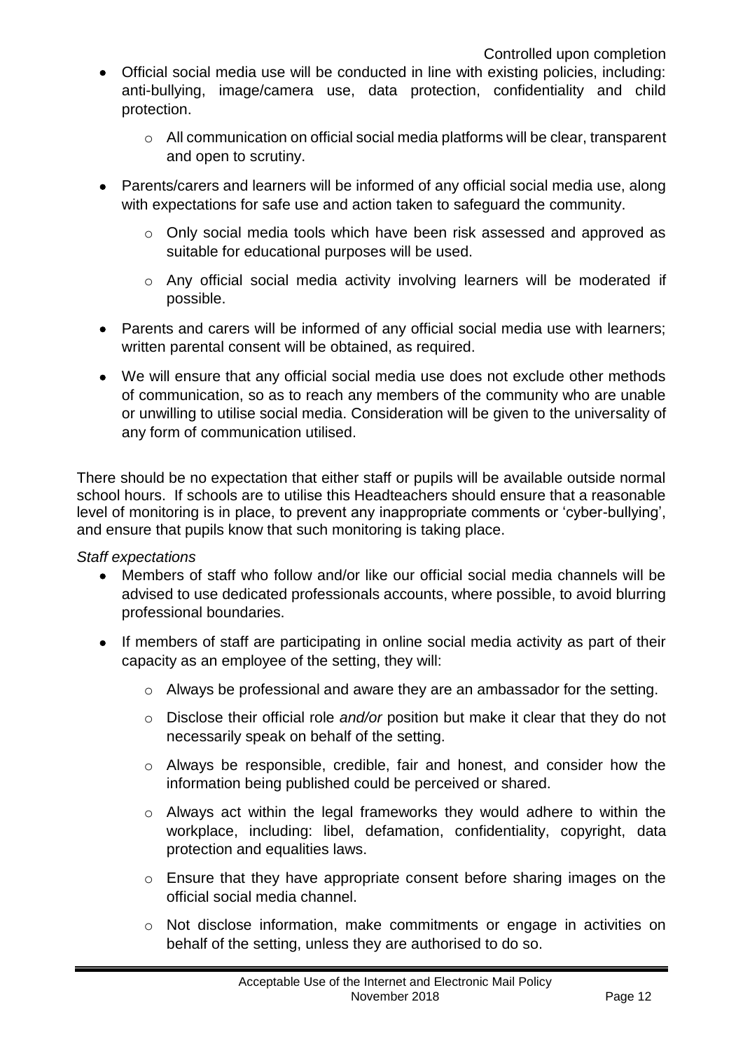- Official social media use will be conducted in line with existing policies, including: anti-bullying, image/camera use, data protection, confidentiality and child protection.
  - All communication on official social media platforms will be clear, transparent and open to scrutiny.
- Parents/carers and learners will be informed of any official social media use, along with expectations for safe use and action taken to safeguard the community.
  - Only social media tools which have been risk assessed and approved as suitable for educational purposes will be used.
  - Any official social media activity involving learners will be moderated if possible.
- Parents and carers will be informed of any official social media use with learners; written parental consent will be obtained, as required.
- We will ensure that any official social media use does not exclude other methods of communication, so as to reach any members of the community who are unable or unwilling to utilise social media. Consideration will be given to the universality of any form of communication utilised.

There should be no expectation that either staff or pupils will be available outside normal school hours. If schools are to utilise this Headteachers should ensure that a reasonable level of monitoring is in place, to prevent any inappropriate comments or 'cyber-bullying', and ensure that pupils know that such monitoring is taking place.

*Staff expectations*

- Members of staff who follow and/or like our official social media channels will be advised to use dedicated professionals accounts, where possible, to avoid blurring professional boundaries.
- If members of staff are participating in online social media activity as part of their capacity as an employee of the setting, they will:
  - Always be professional and aware they are an ambassador for the setting.
  - Disclose their official role *and/or* position but make it clear that they do not necessarily speak on behalf of the setting.
  - Always be responsible, credible, fair and honest, and consider how the information being published could be perceived or shared.
  - Always act within the legal frameworks they would adhere to within the workplace, including: libel, defamation, confidentiality, copyright, data protection and equalities laws.
  - Ensure that they have appropriate consent before sharing images on the official social media channel.
  - Not disclose information, make commitments or engage in activities on behalf of the setting, unless they are authorised to do so.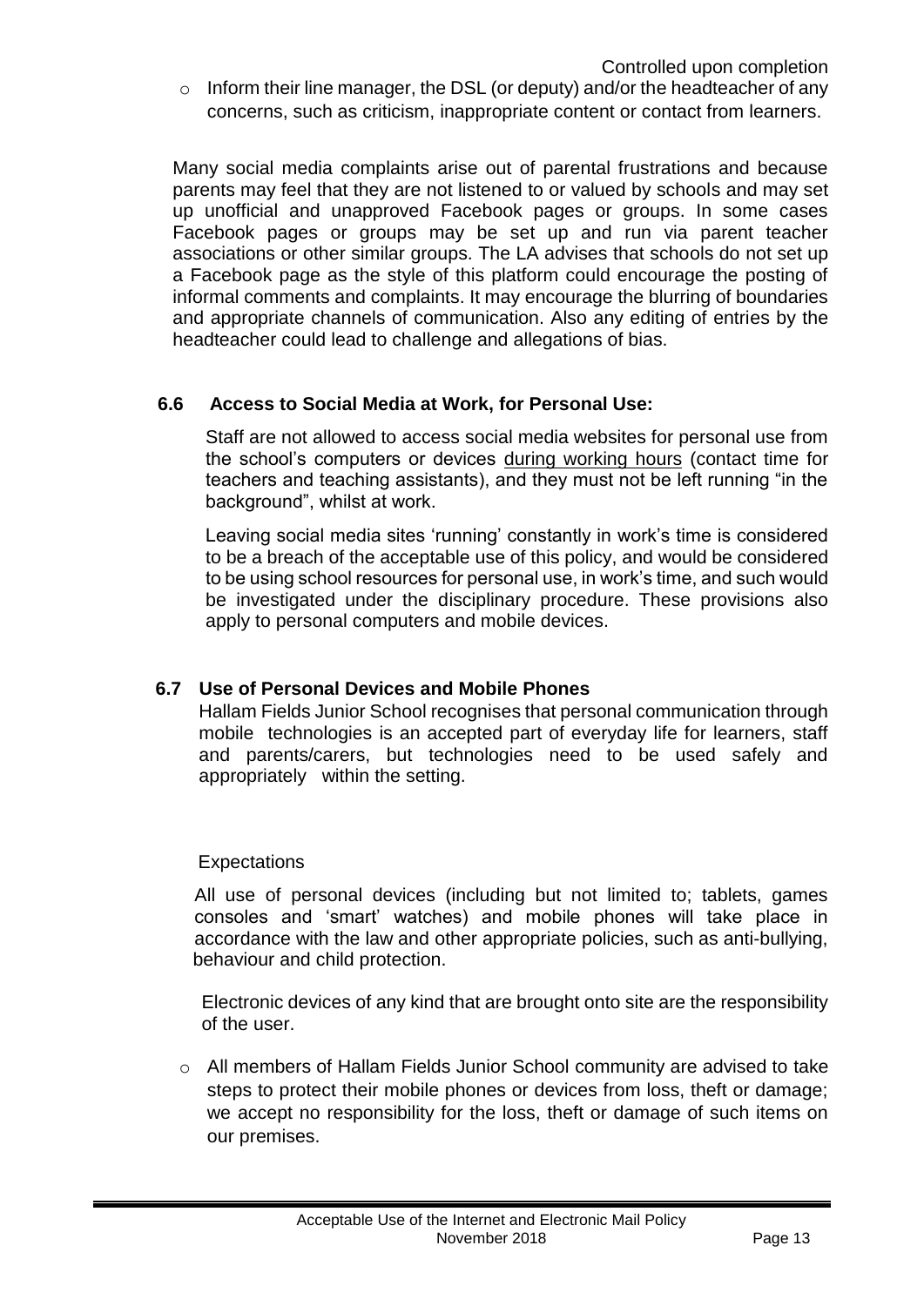- Inform their line manager, the DSL (or deputy) and/or the headteacher of any concerns, such as criticism, inappropriate content or contact from learners.

Many social media complaints arise out of parental frustrations and because parents may feel that they are not listened to or valued by schools and may set up unofficial and unapproved Facebook pages or groups. In some cases Facebook pages or groups may be set up and run via parent teacher associations or other similar groups. The LA advises that schools do not set up a Facebook page as the style of this platform could encourage the posting of informal comments and complaints. It may encourage the blurring of boundaries and appropriate channels of communication. Also any editing of entries by the headteacher could lead to challenge and allegations of bias.

### 6.6 Access to Social Media at Work, for Personal Use:

Staff are not allowed to access social media websites for personal use from the school's computers or devices during working hours (contact time for teachers and teaching assistants), and they must not be left running "in the background", whilst at work.

Leaving social media sites 'running' constantly in work's time is considered to be a breach of the acceptable use of this policy, and would be considered to be using school resources for personal use, in work's time, and such would be investigated under the disciplinary procedure. These provisions also apply to personal computers and mobile devices.

### 6.7 Use of Personal Devices and Mobile Phones

Hallam Fields Junior School recognises that personal communication through mobile technologies is an accepted part of everyday life for learners, staff and parents/carers, but technologies need to be used safely and appropriately within the setting.

Expectations

All use of personal devices (including but not limited to; tablets, games consoles and 'smart' watches) and mobile phones will take place in accordance with the law and other appropriate policies, such as anti-bullying, behaviour and child protection.

Electronic devices of any kind that are brought onto site are the responsibility of the user.

- All members of Hallam Fields Junior School community are advised to take steps to protect their mobile phones or devices from loss, theft or damage; we accept no responsibility for the loss, theft or damage of such items on our premises.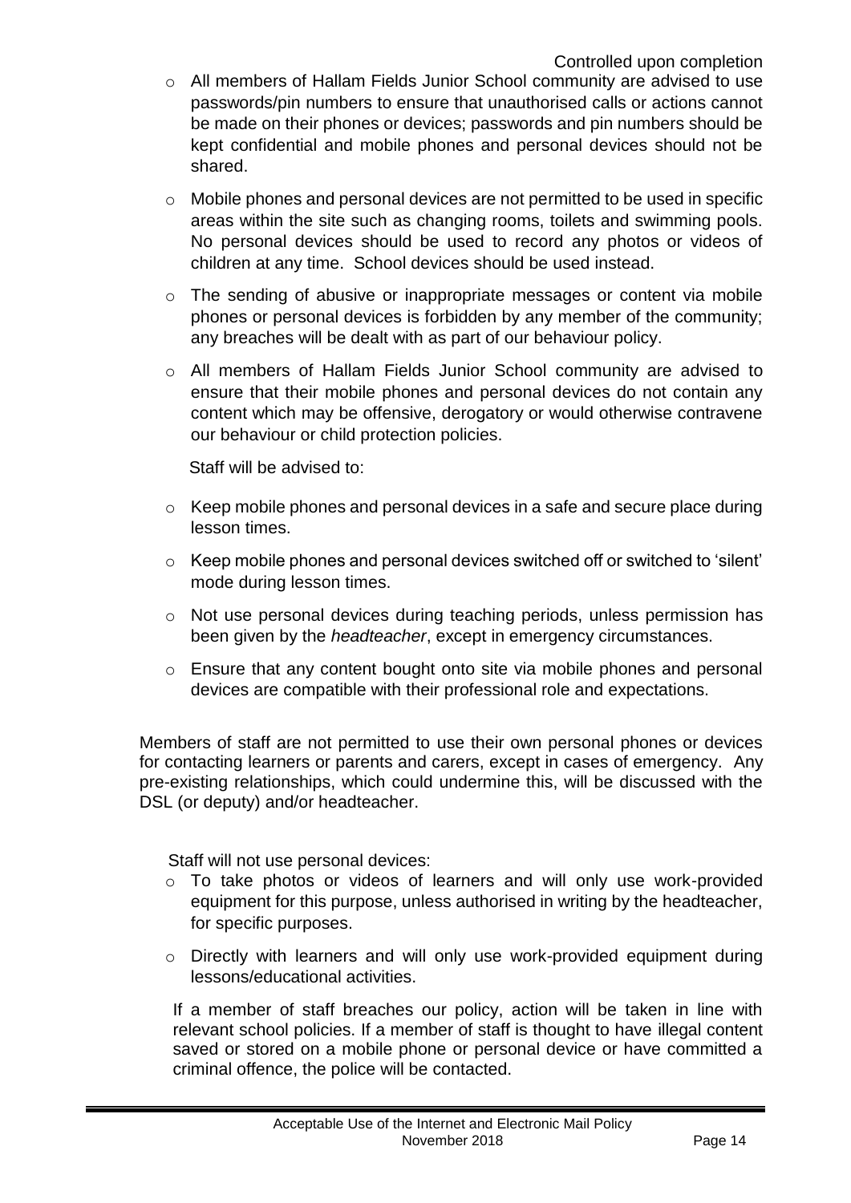- All members of Hallam Fields Junior School community are advised to use passwords/pin numbers to ensure that unauthorised calls or actions cannot be made on their phones or devices; passwords and pin numbers should be kept confidential and mobile phones and personal devices should not be shared.
- Mobile phones and personal devices are not permitted to be used in specific areas within the site such as changing rooms, toilets and swimming pools. No personal devices should be used to record any photos or videos of children at any time. School devices should be used instead.
- The sending of abusive or inappropriate messages or content via mobile phones or personal devices is forbidden by any member of the community; any breaches will be dealt with as part of our behaviour policy.
- All members of Hallam Fields Junior School community are advised to ensure that their mobile phones and personal devices do not contain any content which may be offensive, derogatory or would otherwise contravene our behaviour or child protection policies.

Staff will be advised to:

- Keep mobile phones and personal devices in a safe and secure place during lesson times.
- Keep mobile phones and personal devices switched off or switched to 'silent' mode during lesson times.
- Not use personal devices during teaching periods, unless permission has been given by the *headteacher*, except in emergency circumstances.
- Ensure that any content bought onto site via mobile phones and personal devices are compatible with their professional role and expectations.

Members of staff are not permitted to use their own personal phones or devices for contacting learners or parents and carers, except in cases of emergency. Any pre-existing relationships, which could undermine this, will be discussed with the DSL (or deputy) and/or headteacher.

Staff will not use personal devices:

- To take photos or videos of learners and will only use work-provided equipment for this purpose, unless authorised in writing by the headteacher, for specific purposes.
- Directly with learners and will only use work-provided equipment during lessons/educational activities.

If a member of staff breaches our policy, action will be taken in line with relevant school policies. If a member of staff is thought to have illegal content saved or stored on a mobile phone or personal device or have committed a criminal offence, the police will be contacted.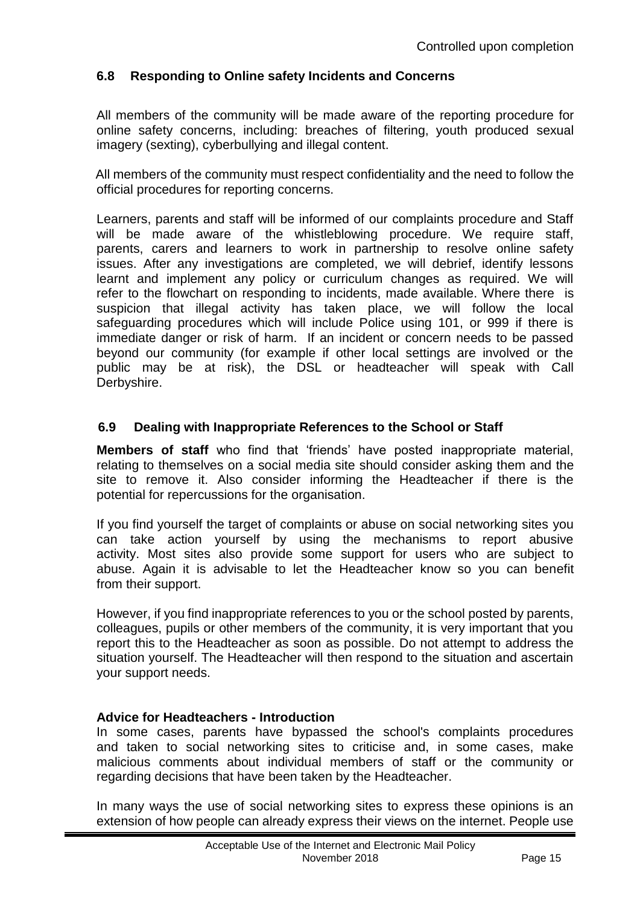### 6.8 Responding to Online safety Incidents and Concerns

All members of the community will be made aware of the reporting procedure for online safety concerns, including: breaches of filtering, youth produced sexual imagery (sexting), cyberbullying and illegal content.

All members of the community must respect confidentiality and the need to follow the official procedures for reporting concerns.

Learners, parents and staff will be informed of our complaints procedure and Staff will be made aware of the whistleblowing procedure. We require staff, parents, carers and learners to work in partnership to resolve online safety issues. After any investigations are completed, we will debrief, identify lessons learnt and implement any policy or curriculum changes as required. We will refer to the flowchart on responding to incidents, made available. Where there is suspicion that illegal activity has taken place, we will follow the local safeguarding procedures which will include Police using 101, or 999 if there is immediate danger or risk of harm. If an incident or concern needs to be passed beyond our community (for example if other local settings are involved or the public may be at risk), the DSL or headteacher will speak with Call Derbyshire.

### 6.9 Dealing with Inappropriate References to the School or Staff

**Members of staff** who find that 'friends' have posted inappropriate material, relating to themselves on a social media site should consider asking them and the site to remove it. Also consider informing the Headteacher if there is the potential for repercussions for the organisation.

If you find yourself the target of complaints or abuse on social networking sites you can take action yourself by using the mechanisms to report abusive activity. Most sites also provide some support for users who are subject to abuse. Again it is advisable to let the Headteacher know so you can benefit from their support.

However, if you find inappropriate references to you or the school posted by parents, colleagues, pupils or other members of the community, it is very important that you report this to the Headteacher as soon as possible. Do not attempt to address the situation yourself. The Headteacher will then respond to the situation and ascertain your support needs.

**Advice for Headteachers - Introduction**

In some cases, parents have bypassed the school's complaints procedures and taken to social networking sites to criticise and, in some cases, make malicious comments about individual members of staff or the community or regarding decisions that have been taken by the Headteacher.

In many ways the use of social networking sites to express these opinions is an extension of how people can already express their views on the internet. People use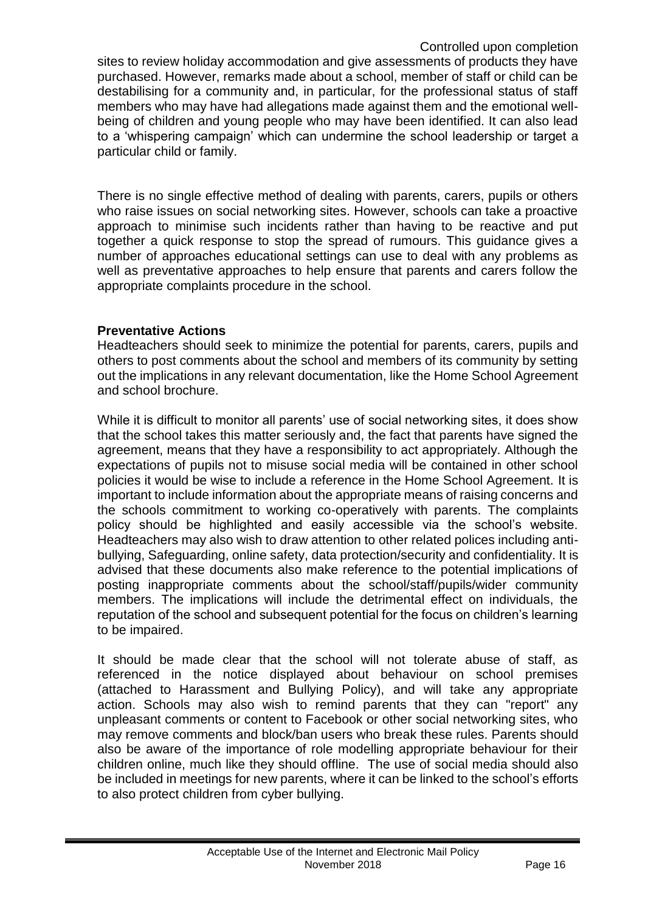sites to review holiday accommodation and give assessments of products they have purchased. However, remarks made about a school, member of staff or child can be destabilising for a community and, in particular, for the professional status of staff members who may have had allegations made against them and the emotional well-being of children and young people who may have been identified. It can also lead to a 'whispering campaign' which can undermine the school leadership or target a particular child or family.

There is no single effective method of dealing with parents, carers, pupils or others who raise issues on social networking sites. However, schools can take a proactive approach to minimise such incidents rather than having to be reactive and put together a quick response to stop the spread of rumours. This guidance gives a number of approaches educational settings can use to deal with any problems as well as preventative approaches to help ensure that parents and carers follow the appropriate complaints procedure in the school.

**Preventative Actions**

Headteachers should seek to minimize the potential for parents, carers, pupils and others to post comments about the school and members of its community by setting out the implications in any relevant documentation, like the Home School Agreement and school brochure.

While it is difficult to monitor all parents' use of social networking sites, it does show that the school takes this matter seriously and, the fact that parents have signed the agreement, means that they have a responsibility to act appropriately. Although the expectations of pupils not to misuse social media will be contained in other school policies it would be wise to include a reference in the Home School Agreement. It is important to include information about the appropriate means of raising concerns and the schools commitment to working co-operatively with parents. The complaints policy should be highlighted and easily accessible via the school's website. Headteachers may also wish to draw attention to other related polices including anti-bullying, Safeguarding, online safety, data protection/security and confidentiality. It is advised that these documents also make reference to the potential implications of posting inappropriate comments about the school/staff/pupils/wider community members. The implications will include the detrimental effect on individuals, the reputation of the school and subsequent potential for the focus on children's learning to be impaired.

It should be made clear that the school will not tolerate abuse of staff, as referenced in the notice displayed about behaviour on school premises (attached to Harassment and Bullying Policy), and will take any appropriate action. Schools may also wish to remind parents that they can "report" any unpleasant comments or content to Facebook or other social networking sites, who may remove comments and block/ban users who break these rules. Parents should also be aware of the importance of role modelling appropriate behaviour for their children online, much like they should offline. The use of social media should also be included in meetings for new parents, where it can be linked to the school's efforts to also protect children from cyber bullying.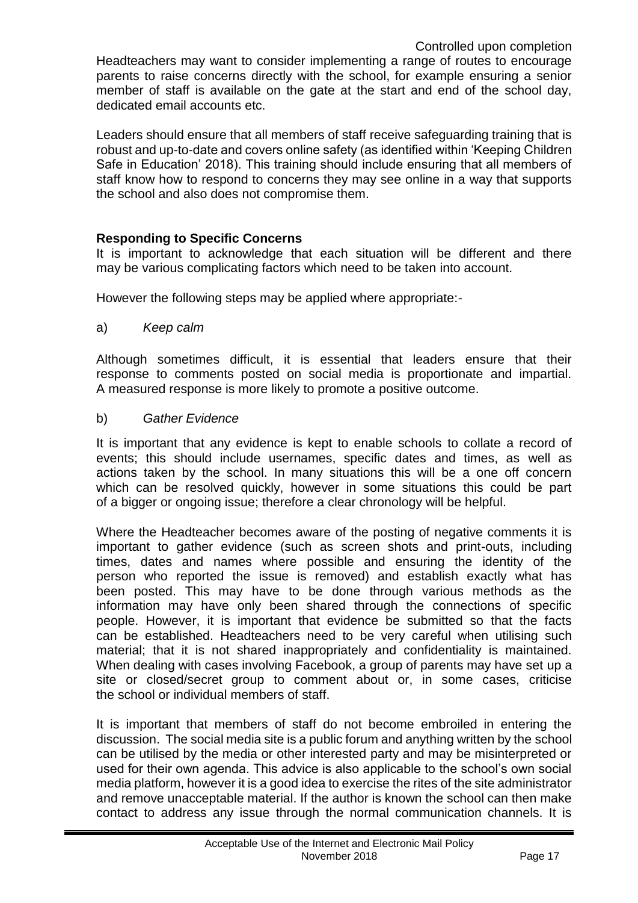Headteachers may want to consider implementing a range of routes to encourage parents to raise concerns directly with the school, for example ensuring a senior member of staff is available on the gate at the start and end of the school day, dedicated email accounts etc.

Leaders should ensure that all members of staff receive safeguarding training that is robust and up-to-date and covers online safety (as identified within 'Keeping Children Safe in Education' 2018). This training should include ensuring that all members of staff know how to respond to concerns they may see online in a way that supports the school and also does not compromise them.

**Responding to Specific Concerns**

It is important to acknowledge that each situation will be different and there may be various complicating factors which need to be taken into account.

However the following steps may be applied where appropriate:-

a) *Keep calm*

Although sometimes difficult, it is essential that leaders ensure that their response to comments posted on social media is proportionate and impartial. A measured response is more likely to promote a positive outcome.

b) *Gather Evidence*

It is important that any evidence is kept to enable schools to collate a record of events; this should include usernames, specific dates and times, as well as actions taken by the school. In many situations this will be a one off concern which can be resolved quickly, however in some situations this could be part of a bigger or ongoing issue; therefore a clear chronology will be helpful.

Where the Headteacher becomes aware of the posting of negative comments it is important to gather evidence (such as screen shots and print-outs, including times, dates and names where possible and ensuring the identity of the person who reported the issue is removed) and establish exactly what has been posted. This may have to be done through various methods as the information may have only been shared through the connections of specific people. However, it is important that evidence be submitted so that the facts can be established. Headteachers need to be very careful when utilising such material; that it is not shared inappropriately and confidentiality is maintained. When dealing with cases involving Facebook, a group of parents may have set up a site or closed/secret group to comment about or, in some cases, criticise the school or individual members of staff.

It is important that members of staff do not become embroiled in entering the discussion. The social media site is a public forum and anything written by the school can be utilised by the media or other interested party and may be misinterpreted or used for their own agenda. This advice is also applicable to the school's own social media platform, however it is a good idea to exercise the rites of the site administrator and remove unacceptable material. If the author is known the school can then make contact to address any issue through the normal communication channels. It is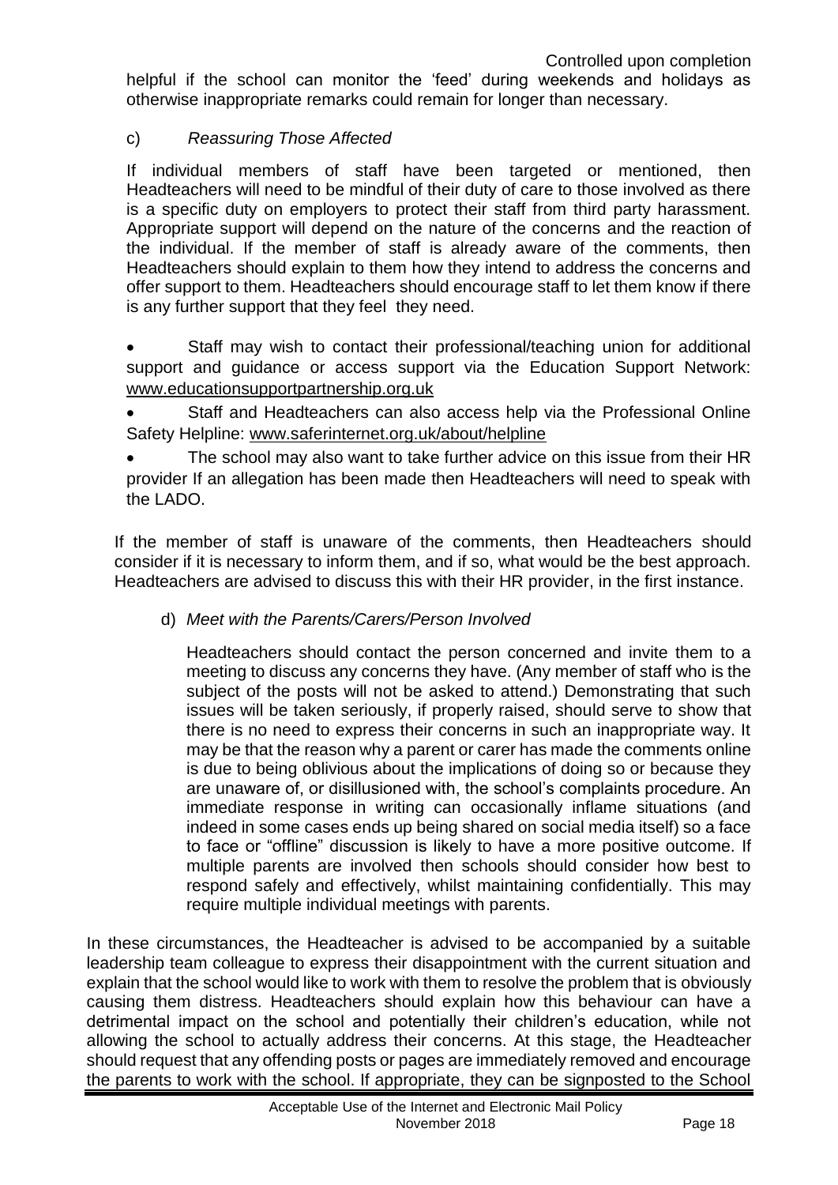helpful if the school can monitor the 'feed' during weekends and holidays as otherwise inappropriate remarks could remain for longer than necessary.

c) *Reassuring Those Affected*

If individual members of staff have been targeted or mentioned, then Headteachers will need to be mindful of their duty of care to those involved as there is a specific duty on employers to protect their staff from third party harassment. Appropriate support will depend on the nature of the concerns and the reaction of the individual. If the member of staff is already aware of the comments, then Headteachers should explain to them how they intend to address the concerns and offer support to them. Headteachers should encourage staff to let them know if there is any further support that they feel they need.

- Staff may wish to contact their professional/teaching union for additional support and guidance or access support via the Education Support Network: www.educationsupportpartnership.org.uk
- Staff and Headteachers can also access help via the Professional Online Safety Helpline: www.saferinternet.org.uk/about/helpline
- The school may also want to take further advice on this issue from their HR provider If an allegation has been made then Headteachers will need to speak with the LADO.

If the member of staff is unaware of the comments, then Headteachers should consider if it is necessary to inform them, and if so, what would be the best approach. Headteachers are advised to discuss this with their HR provider, in the first instance.

d) *Meet with the Parents/Carers/Person Involved*

Headteachers should contact the person concerned and invite them to a meeting to discuss any concerns they have. (Any member of staff who is the subject of the posts will not be asked to attend.) Demonstrating that such issues will be taken seriously, if properly raised, should serve to show that there is no need to express their concerns in such an inappropriate way. It may be that the reason why a parent or carer has made the comments online is due to being oblivious about the implications of doing so or because they are unaware of, or disillusioned with, the school's complaints procedure. An immediate response in writing can occasionally inflame situations (and indeed in some cases ends up being shared on social media itself) so a face to face or "offline" discussion is likely to have a more positive outcome. If multiple parents are involved then schools should consider how best to respond safely and effectively, whilst maintaining confidentially. This may require multiple individual meetings with parents.

In these circumstances, the Headteacher is advised to be accompanied by a suitable leadership team colleague to express their disappointment with the current situation and explain that the school would like to work with them to resolve the problem that is obviously causing them distress. Headteachers should explain how this behaviour can have a detrimental impact on the school and potentially their children's education, while not allowing the school to actually address their concerns. At this stage, the Headteacher should request that any offending posts or pages are immediately removed and encourage the parents to work with the school. If appropriate, they can be signposted to the School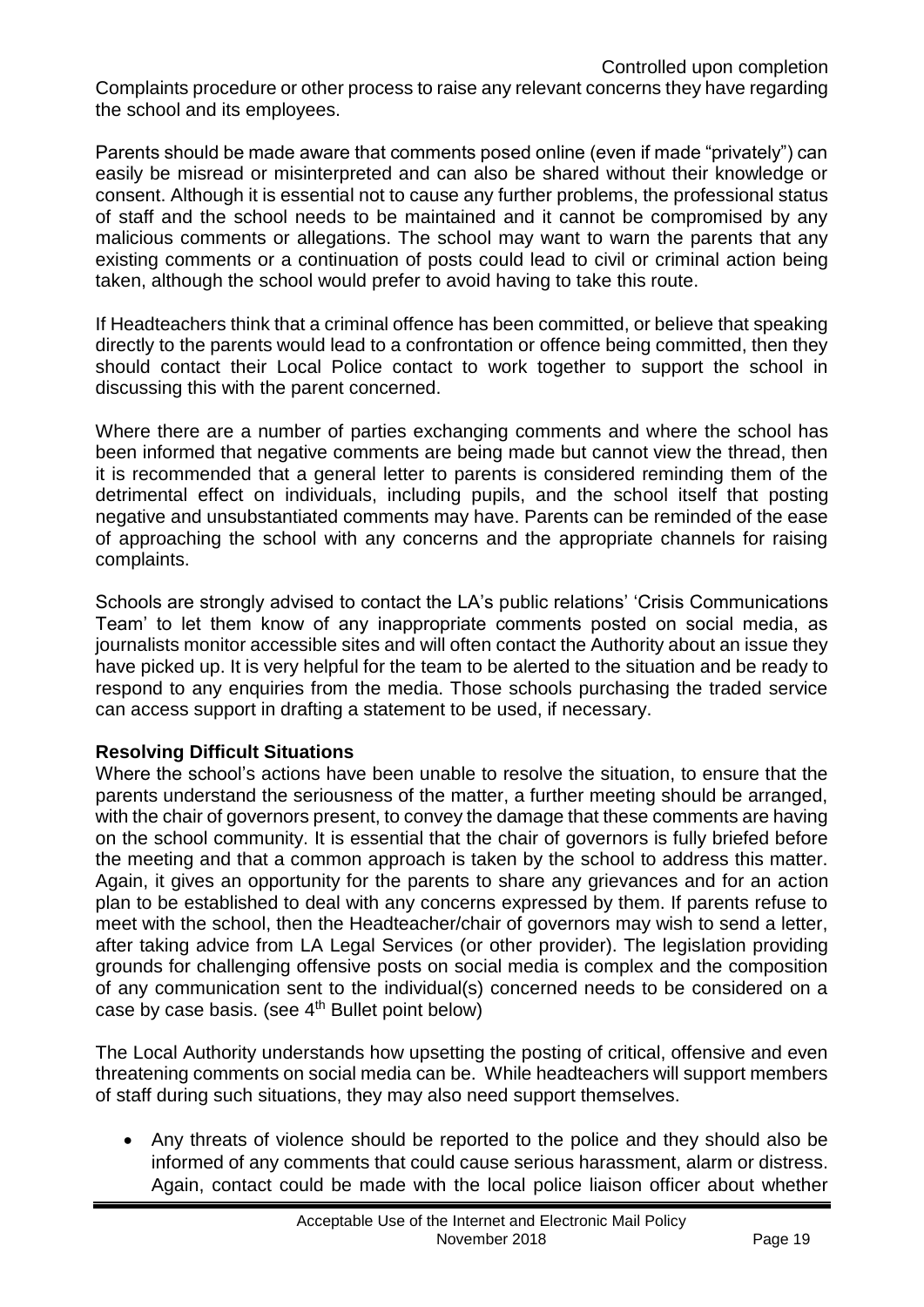Complaints procedure or other process to raise any relevant concerns they have regarding the school and its employees.

Parents should be made aware that comments posed online (even if made "privately") can easily be misread or misinterpreted and can also be shared without their knowledge or consent. Although it is essential not to cause any further problems, the professional status of staff and the school needs to be maintained and it cannot be compromised by any malicious comments or allegations. The school may want to warn the parents that any existing comments or a continuation of posts could lead to civil or criminal action being taken, although the school would prefer to avoid having to take this route.

If Headteachers think that a criminal offence has been committed, or believe that speaking directly to the parents would lead to a confrontation or offence being committed, then they should contact their Local Police contact to work together to support the school in discussing this with the parent concerned.

Where there are a number of parties exchanging comments and where the school has been informed that negative comments are being made but cannot view the thread, then it is recommended that a general letter to parents is considered reminding them of the detrimental effect on individuals, including pupils, and the school itself that posting negative and unsubstantiated comments may have. Parents can be reminded of the ease of approaching the school with any concerns and the appropriate channels for raising complaints.

Schools are strongly advised to contact the LA's public relations' 'Crisis Communications Team' to let them know of any inappropriate comments posted on social media, as journalists monitor accessible sites and will often contact the Authority about an issue they have picked up. It is very helpful for the team to be alerted to the situation and be ready to respond to any enquiries from the media. Those schools purchasing the traded service can access support in drafting a statement to be used, if necessary.

**Resolving Difficult Situations**

Where the school's actions have been unable to resolve the situation, to ensure that the parents understand the seriousness of the matter, a further meeting should be arranged, with the chair of governors present, to convey the damage that these comments are having on the school community. It is essential that the chair of governors is fully briefed before the meeting and that a common approach is taken by the school to address this matter. Again, it gives an opportunity for the parents to share any grievances and for an action plan to be established to deal with any concerns expressed by them. If parents refuse to meet with the school, then the Headteacher/chair of governors may wish to send a letter, after taking advice from LA Legal Services (or other provider). The legislation providing grounds for challenging offensive posts on social media is complex and the composition of any communication sent to the individual(s) concerned needs to be considered on a case by case basis. (see 4th Bullet point below)

The Local Authority understands how upsetting the posting of critical, offensive and even threatening comments on social media can be. While headteachers will support members of staff during such situations, they may also need support themselves.

- Any threats of violence should be reported to the police and they should also be informed of any comments that could cause serious harassment, alarm or distress. Again, contact could be made with the local police liaison officer about whether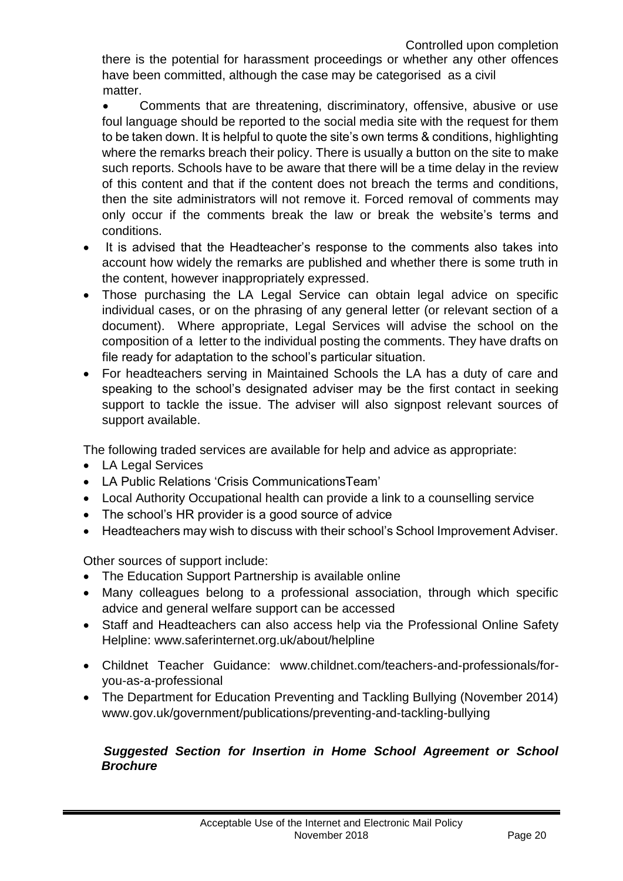there is the potential for harassment proceedings or whether any other offences have been committed, although the case may be categorised as a civil matter.

- Comments that are threatening, discriminatory, offensive, abusive or use foul language should be reported to the social media site with the request for them to be taken down. It is helpful to quote the site's own terms & conditions, highlighting where the remarks breach their policy. There is usually a button on the site to make such reports. Schools have to be aware that there will be a time delay in the review of this content and that if the content does not breach the terms and conditions, then the site administrators will not remove it. Forced removal of comments may only occur if the comments break the law or break the website's terms and conditions.
- It is advised that the Headteacher's response to the comments also takes into account how widely the remarks are published and whether there is some truth in the content, however inappropriately expressed.
- Those purchasing the LA Legal Service can obtain legal advice on specific individual cases, or on the phrasing of any general letter (or relevant section of a document). Where appropriate, Legal Services will advise the school on the composition of a letter to the individual posting the comments. They have drafts on file ready for adaptation to the school's particular situation.
- For headteachers serving in Maintained Schools the LA has a duty of care and speaking to the school's designated adviser may be the first contact in seeking support to tackle the issue. The adviser will also signpost relevant sources of support available.

The following traded services are available for help and advice as appropriate:

- LA Legal Services
- LA Public Relations 'Crisis CommunicationsTeam'
- Local Authority Occupational health can provide a link to a counselling service
- The school's HR provider is a good source of advice
- Headteachers may wish to discuss with their school's School Improvement Adviser.

Other sources of support include:

- The Education Support Partnership is available online
- Many colleagues belong to a professional association, through which specific advice and general welfare support can be accessed
- Staff and Headteachers can also access help via the Professional Online Safety Helpline: www.saferinternet.org.uk/about/helpline
- Childnet Teacher Guidance: www.childnet.com/teachers-and-professionals/for-you-as-a-professional
- The Department for Education Preventing and Tackling Bullying (November 2014) www.gov.uk/government/publications/preventing-and-tackling-bullying

***Suggested Section for Insertion in Home School Agreement or School Brochure***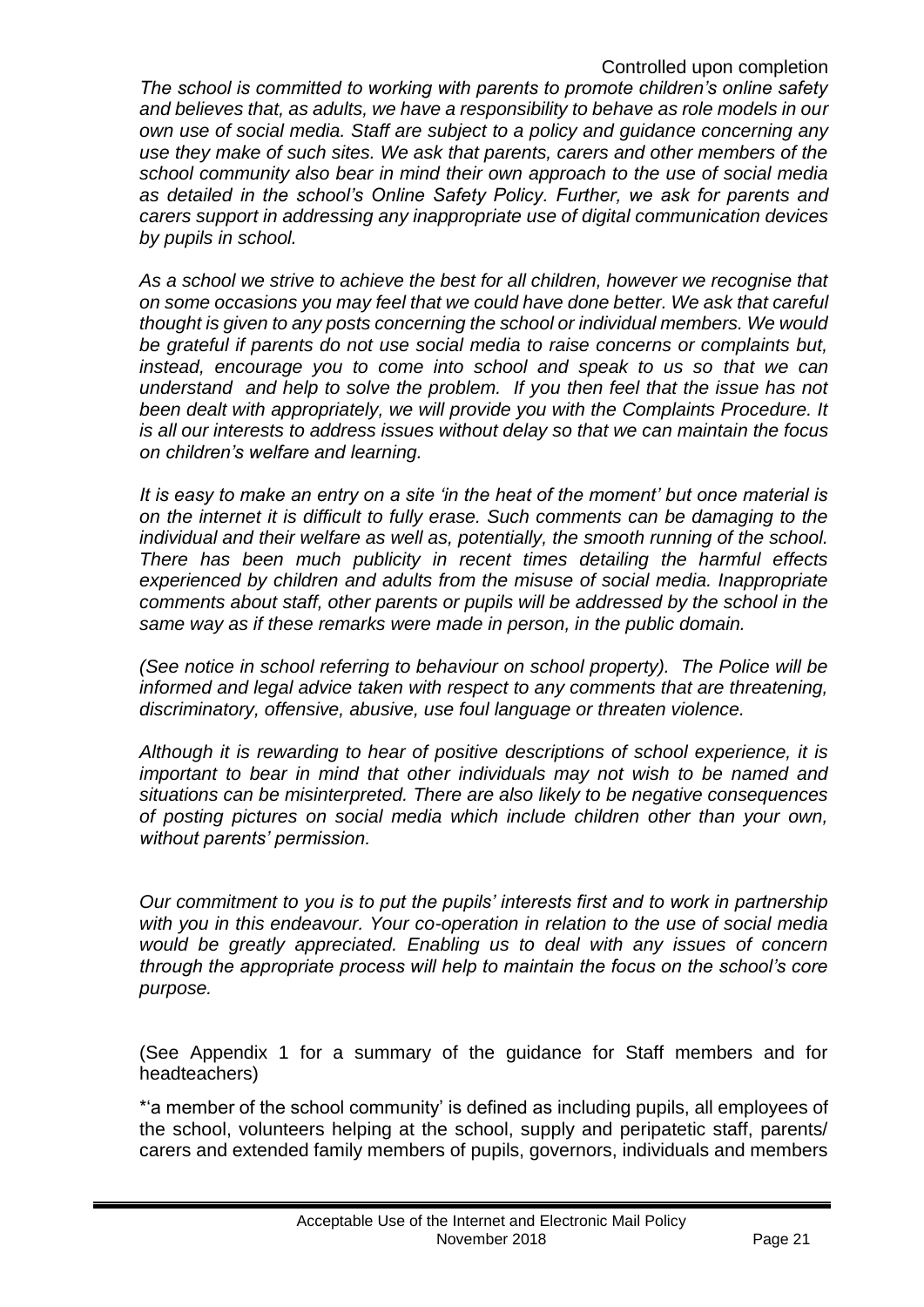*The school is committed to working with parents to promote children's online safety and believes that, as adults, we have a responsibility to behave as role models in our own use of social media. Staff are subject to a policy and guidance concerning any use they make of such sites. We ask that parents, carers and other members of the school community also bear in mind their own approach to the use of social media as detailed in the school's Online Safety Policy. Further, we ask for parents and carers support in addressing any inappropriate use of digital communication devices by pupils in school.*

*As a school we strive to achieve the best for all children, however we recognise that on some occasions you may feel that we could have done better. We ask that careful thought is given to any posts concerning the school or individual members. We would be grateful if parents do not use social media to raise concerns or complaints but, instead, encourage you to come into school and speak to us so that we can understand and help to solve the problem. If you then feel that the issue has not been dealt with appropriately, we will provide you with the Complaints Procedure. It is all our interests to address issues without delay so that we can maintain the focus on children's welfare and learning.*

*It is easy to make an entry on a site 'in the heat of the moment' but once material is on the internet it is difficult to fully erase. Such comments can be damaging to the individual and their welfare as well as, potentially, the smooth running of the school. There has been much publicity in recent times detailing the harmful effects experienced by children and adults from the misuse of social media. Inappropriate comments about staff, other parents or pupils will be addressed by the school in the same way as if these remarks were made in person, in the public domain.*

*(See notice in school referring to behaviour on school property). The Police will be informed and legal advice taken with respect to any comments that are threatening, discriminatory, offensive, abusive, use foul language or threaten violence.*

*Although it is rewarding to hear of positive descriptions of school experience, it is important to bear in mind that other individuals may not wish to be named and situations can be misinterpreted. There are also likely to be negative consequences of posting pictures on social media which include children other than your own, without parents' permission.*

*Our commitment to you is to put the pupils' interests first and to work in partnership with you in this endeavour. Your co-operation in relation to the use of social media would be greatly appreciated. Enabling us to deal with any issues of concern through the appropriate process will help to maintain the focus on the school's core purpose.*

(See Appendix 1 for a summary of the guidance for Staff members and for headteachers)

*'a member of the school community' is defined as including pupils, all employees of the school, volunteers helping at the school, supply and peripatetic staff, parents/ carers and extended family members of pupils, governors, individuals and members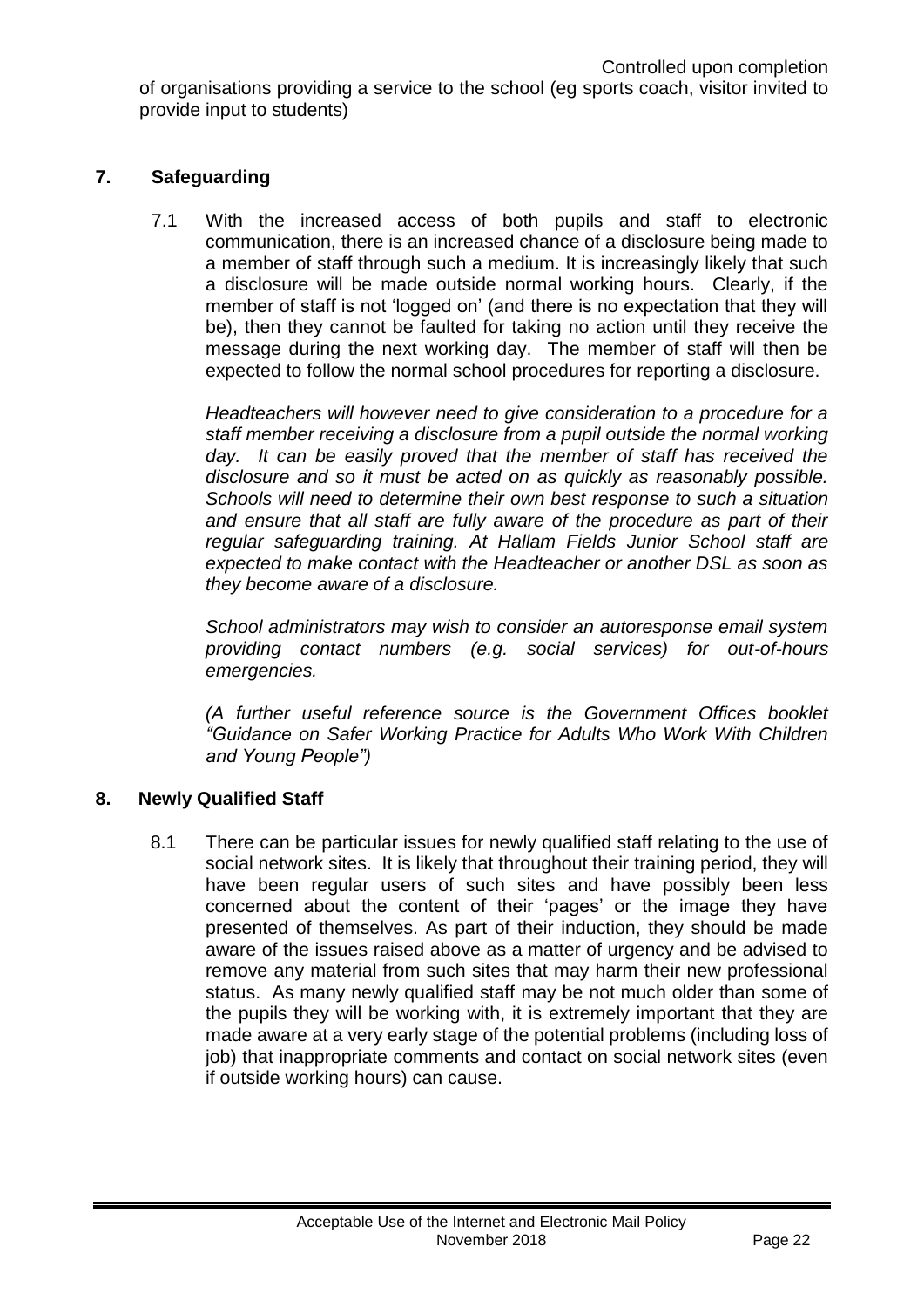Controlled upon completion

of organisations providing a service to the school (eg sports coach, visitor invited to provide input to students)

## 7. Safeguarding

7.1 With the increased access of both pupils and staff to electronic communication, there is an increased chance of a disclosure being made to a member of staff through such a medium. It is increasingly likely that such a disclosure will be made outside normal working hours. Clearly, if the member of staff is not 'logged on' (and there is no expectation that they will be), then they cannot be faulted for taking no action until they receive the message during the next working day. The member of staff will then be expected to follow the normal school procedures for reporting a disclosure.

*Headteachers will however need to give consideration to a procedure for a staff member receiving a disclosure from a pupil outside the normal working day. It can be easily proved that the member of staff has received the disclosure and so it must be acted on as quickly as reasonably possible. Schools will need to determine their own best response to such a situation and ensure that all staff are fully aware of the procedure as part of their regular safeguarding training. At Hallam Fields Junior School staff are expected to make contact with the Headteacher or another DSL as soon as they become aware of a disclosure.*

*School administrators may wish to consider an autoresponse email system providing contact numbers (e.g. social services) for out-of-hours emergencies.*

*(A further useful reference source is the Government Offices booklet "Guidance on Safer Working Practice for Adults Who Work With Children and Young People")*

## 8. Newly Qualified Staff

8.1 There can be particular issues for newly qualified staff relating to the use of social network sites. It is likely that throughout their training period, they will have been regular users of such sites and have possibly been less concerned about the content of their 'pages' or the image they have presented of themselves. As part of their induction, they should be made aware of the issues raised above as a matter of urgency and be advised to remove any material from such sites that may harm their new professional status. As many newly qualified staff may be not much older than some of the pupils they will be working with, it is extremely important that they are made aware at a very early stage of the potential problems (including loss of job) that inappropriate comments and contact on social network sites (even if outside working hours) can cause.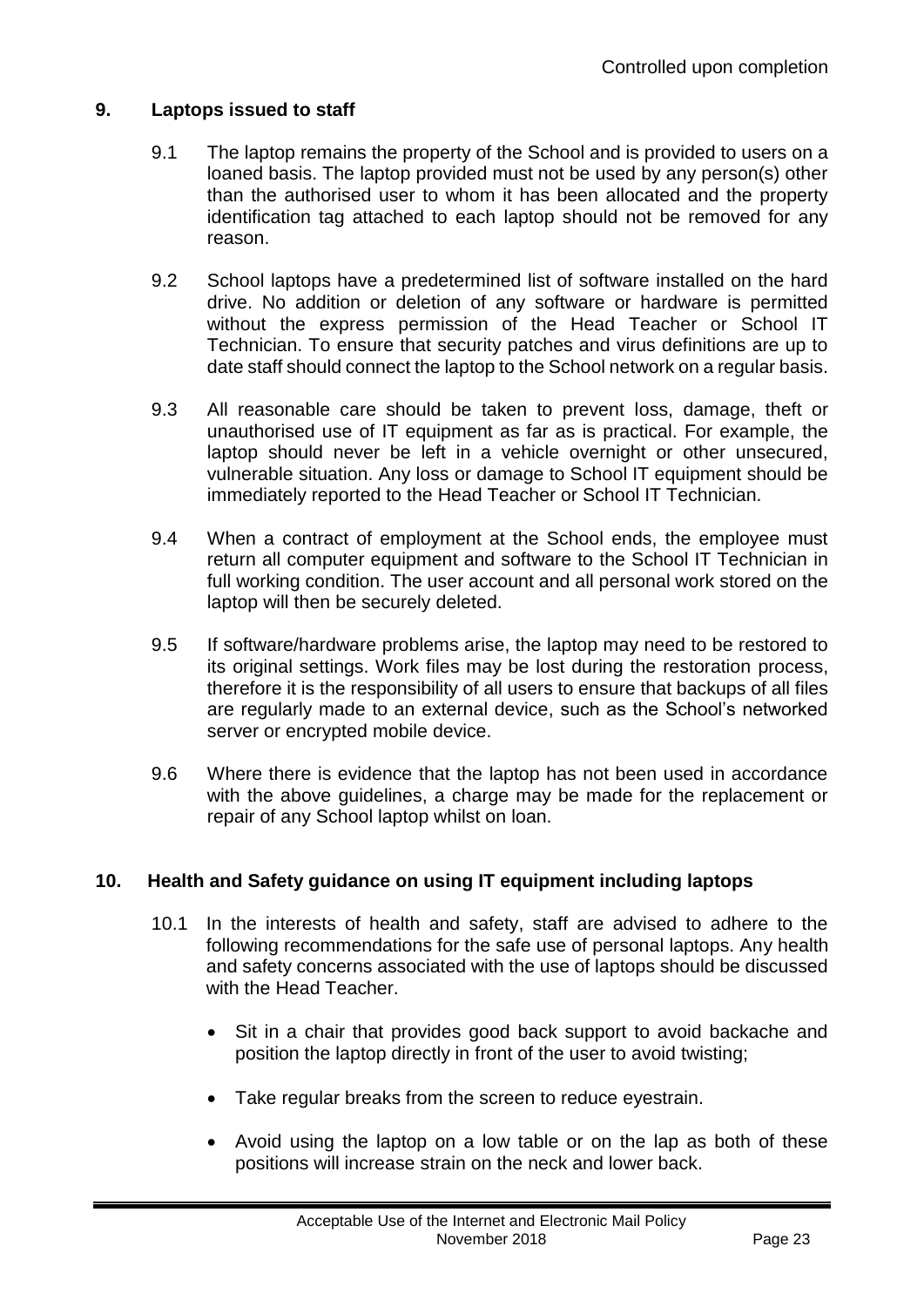## 9. Laptops issued to staff

9.1 The laptop remains the property of the School and is provided to users on a loaned basis. The laptop provided must not be used by any person(s) other than the authorised user to whom it has been allocated and the property identification tag attached to each laptop should not be removed for any reason.

9.2 School laptops have a predetermined list of software installed on the hard drive. No addition or deletion of any software or hardware is permitted without the express permission of the Head Teacher or School IT Technician. To ensure that security patches and virus definitions are up to date staff should connect the laptop to the School network on a regular basis.

9.3 All reasonable care should be taken to prevent loss, damage, theft or unauthorised use of IT equipment as far as is practical. For example, the laptop should never be left in a vehicle overnight or other unsecured, vulnerable situation. Any loss or damage to School IT equipment should be immediately reported to the Head Teacher or School IT Technician.

9.4 When a contract of employment at the School ends, the employee must return all computer equipment and software to the School IT Technician in full working condition. The user account and all personal work stored on the laptop will then be securely deleted.

9.5 If software/hardware problems arise, the laptop may need to be restored to its original settings. Work files may be lost during the restoration process, therefore it is the responsibility of all users to ensure that backups of all files are regularly made to an external device, such as the School's networked server or encrypted mobile device.

9.6 Where there is evidence that the laptop has not been used in accordance with the above guidelines, a charge may be made for the replacement or repair of any School laptop whilst on loan.

## 10. Health and Safety guidance on using IT equipment including laptops

10.1 In the interests of health and safety, staff are advised to adhere to the following recommendations for the safe use of personal laptops. Any health and safety concerns associated with the use of laptops should be discussed with the Head Teacher.

- Sit in a chair that provides good back support to avoid backache and position the laptop directly in front of the user to avoid twisting;
- Take regular breaks from the screen to reduce eyestrain.
- Avoid using the laptop on a low table or on the lap as both of these positions will increase strain on the neck and lower back.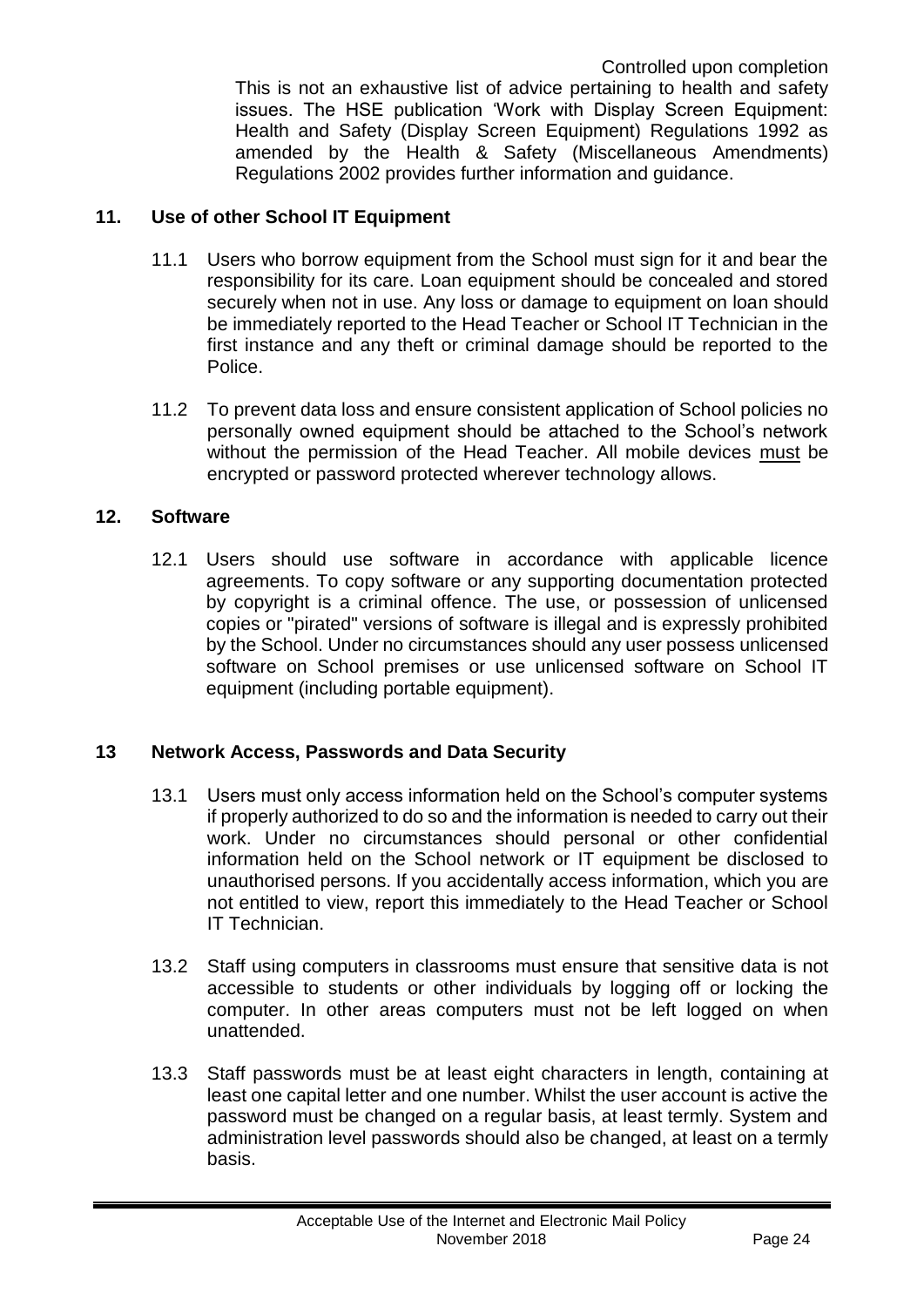This is not an exhaustive list of advice pertaining to health and safety issues. The HSE publication 'Work with Display Screen Equipment: Health and Safety (Display Screen Equipment) Regulations 1992 as amended by the Health & Safety (Miscellaneous Amendments) Regulations 2002 provides further information and guidance.

## 11. Use of other School IT Equipment

11.1 Users who borrow equipment from the School must sign for it and bear the responsibility for its care. Loan equipment should be concealed and stored securely when not in use. Any loss or damage to equipment on loan should be immediately reported to the Head Teacher or School IT Technician in the first instance and any theft or criminal damage should be reported to the Police.

11.2 To prevent data loss and ensure consistent application of School policies no personally owned equipment should be attached to the School's network without the permission of the Head Teacher. All mobile devices <u>must</u> be encrypted or password protected wherever technology allows.

## 12. Software

12.1 Users should use software in accordance with applicable licence agreements. To copy software or any supporting documentation protected by copyright is a criminal offence. The use, or possession of unlicensed copies or "pirated" versions of software is illegal and is expressly prohibited by the School. Under no circumstances should any user possess unlicensed software on School premises or use unlicensed software on School IT equipment (including portable equipment).

## 13 Network Access, Passwords and Data Security

13.1 Users must only access information held on the School's computer systems if properly authorized to do so and the information is needed to carry out their work. Under no circumstances should personal or other confidential information held on the School network or IT equipment be disclosed to unauthorised persons. If you accidentally access information, which you are not entitled to view, report this immediately to the Head Teacher or School IT Technician.

13.2 Staff using computers in classrooms must ensure that sensitive data is not accessible to students or other individuals by logging off or locking the computer. In other areas computers must not be left logged on when unattended.

13.3 Staff passwords must be at least eight characters in length, containing at least one capital letter and one number. Whilst the user account is active the password must be changed on a regular basis, at least termly. System and administration level passwords should also be changed, at least on a termly basis.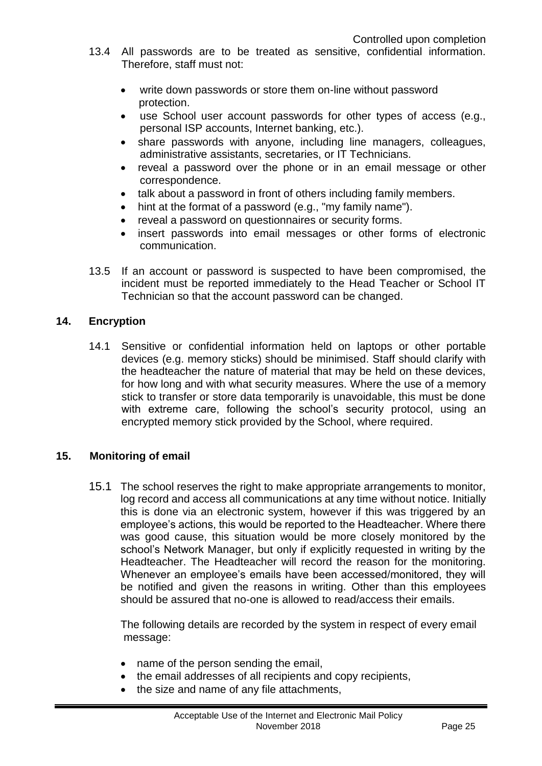13.4 All passwords are to be treated as sensitive, confidential information. Therefore, staff must not:

- write down passwords or store them on-line without password protection.
- use School user account passwords for other types of access (e.g., personal ISP accounts, Internet banking, etc.).
- share passwords with anyone, including line managers, colleagues, administrative assistants, secretaries, or IT Technicians.
- reveal a password over the phone or in an email message or other correspondence.
- talk about a password in front of others including family members.
- hint at the format of a password (e.g., "my family name").
- reveal a password on questionnaires or security forms.
- insert passwords into email messages or other forms of electronic communication.

13.5 If an account or password is suspected to have been compromised, the incident must be reported immediately to the Head Teacher or School IT Technician so that the account password can be changed.

## 14. Encryption

14.1 Sensitive or confidential information held on laptops or other portable devices (e.g. memory sticks) should be minimised. Staff should clarify with the headteacher the nature of material that may be held on these devices, for how long and with what security measures. Where the use of a memory stick to transfer or store data temporarily is unavoidable, this must be done with extreme care, following the school's security protocol, using an encrypted memory stick provided by the School, where required.

## 15. Monitoring of email

15.1 The school reserves the right to make appropriate arrangements to monitor, log record and access all communications at any time without notice. Initially this is done via an electronic system, however if this was triggered by an employee's actions, this would be reported to the Headteacher. Where there was good cause, this situation would be more closely monitored by the school's Network Manager, but only if explicitly requested in writing by the Headteacher. The Headteacher will record the reason for the monitoring. Whenever an employee's emails have been accessed/monitored, they will be notified and given the reasons in writing. Other than this employees should be assured that no-one is allowed to read/access their emails.

The following details are recorded by the system in respect of every email message:

- name of the person sending the email,
- the email addresses of all recipients and copy recipients,
- the size and name of any file attachments,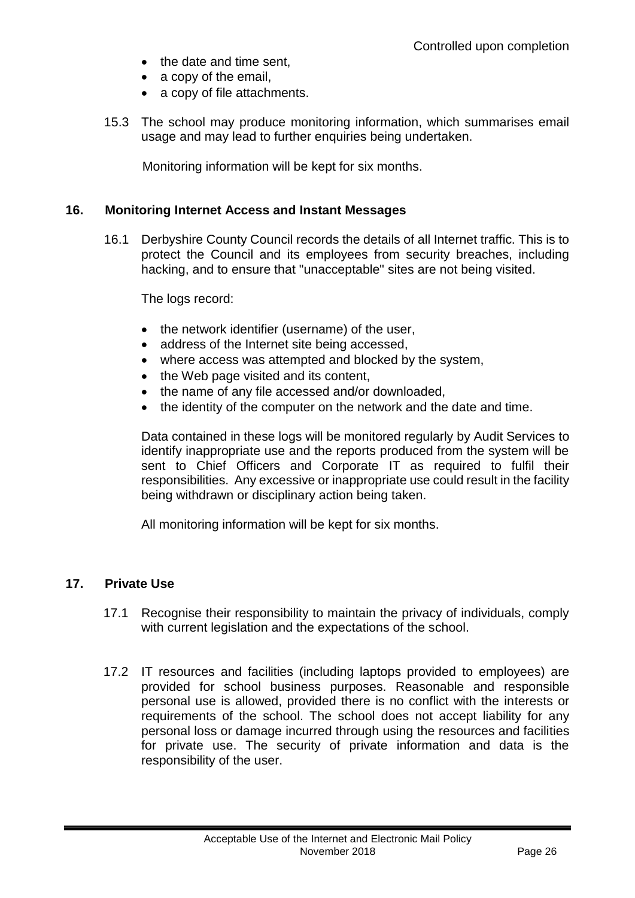- the date and time sent,
- a copy of the email,
- a copy of file attachments.

15.3 The school may produce monitoring information, which summarises email usage and may lead to further enquiries being undertaken.

Monitoring information will be kept for six months.

## 16. Monitoring Internet Access and Instant Messages

16.1 Derbyshire County Council records the details of all Internet traffic. This is to protect the Council and its employees from security breaches, including hacking, and to ensure that "unacceptable" sites are not being visited.

The logs record:

- the network identifier (username) of the user,
- address of the Internet site being accessed,
- where access was attempted and blocked by the system,
- the Web page visited and its content,
- the name of any file accessed and/or downloaded,
- the identity of the computer on the network and the date and time.

Data contained in these logs will be monitored regularly by Audit Services to identify inappropriate use and the reports produced from the system will be sent to Chief Officers and Corporate IT as required to fulfil their responsibilities. Any excessive or inappropriate use could result in the facility being withdrawn or disciplinary action being taken.

All monitoring information will be kept for six months.

## 17. Private Use

17.1 Recognise their responsibility to maintain the privacy of individuals, comply with current legislation and the expectations of the school.

17.2 IT resources and facilities (including laptops provided to employees) are provided for school business purposes. Reasonable and responsible personal use is allowed, provided there is no conflict with the interests or requirements of the school. The school does not accept liability for any personal loss or damage incurred through using the resources and facilities for private use. The security of private information and data is the responsibility of the user.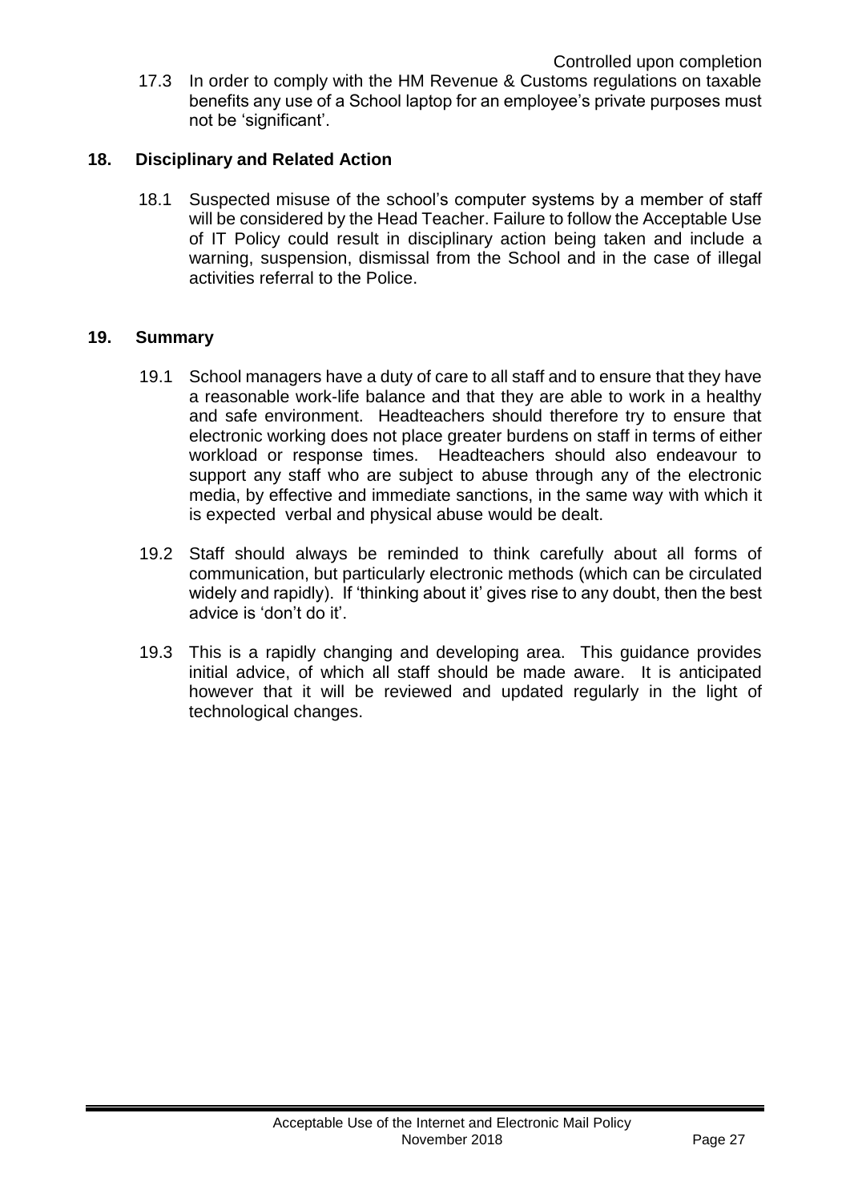17.3 In order to comply with the HM Revenue & Customs regulations on taxable benefits any use of a School laptop for an employee's private purposes must not be 'significant'.

## 18. Disciplinary and Related Action

18.1 Suspected misuse of the school's computer systems by a member of staff will be considered by the Head Teacher. Failure to follow the Acceptable Use of IT Policy could result in disciplinary action being taken and include a warning, suspension, dismissal from the School and in the case of illegal activities referral to the Police.

## 19. Summary

19.1 School managers have a duty of care to all staff and to ensure that they have a reasonable work-life balance and that they are able to work in a healthy and safe environment. Headteachers should therefore try to ensure that electronic working does not place greater burdens on staff in terms of either workload or response times. Headteachers should also endeavour to support any staff who are subject to abuse through any of the electronic media, by effective and immediate sanctions, in the same way with which it is expected verbal and physical abuse would be dealt.

19.2 Staff should always be reminded to think carefully about all forms of communication, but particularly electronic methods (which can be circulated widely and rapidly). If 'thinking about it' gives rise to any doubt, then the best advice is 'don't do it'.

19.3 This is a rapidly changing and developing area. This guidance provides initial advice, of which all staff should be made aware. It is anticipated however that it will be reviewed and updated regularly in the light of technological changes.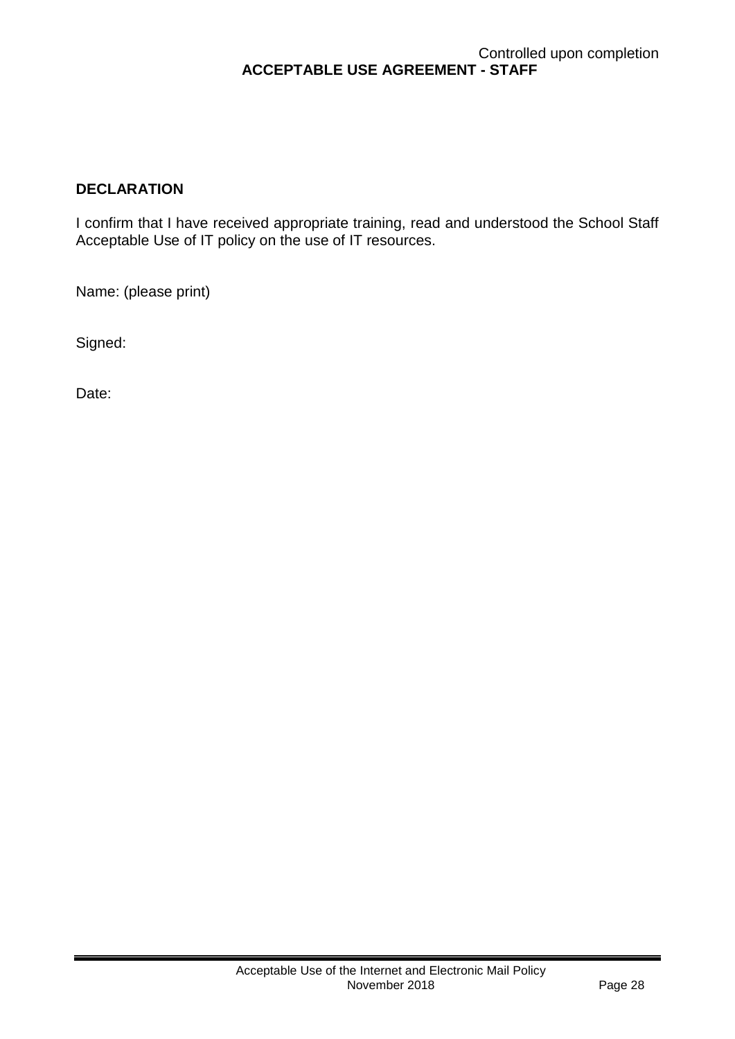Controlled upon completion

# ACCEPTABLE USE AGREEMENT - STAFF

## DECLARATION

I confirm that I have received appropriate training, read and understood the School Staff Acceptable Use of IT policy on the use of IT resources.

Name: (please print)

Signed:

Date: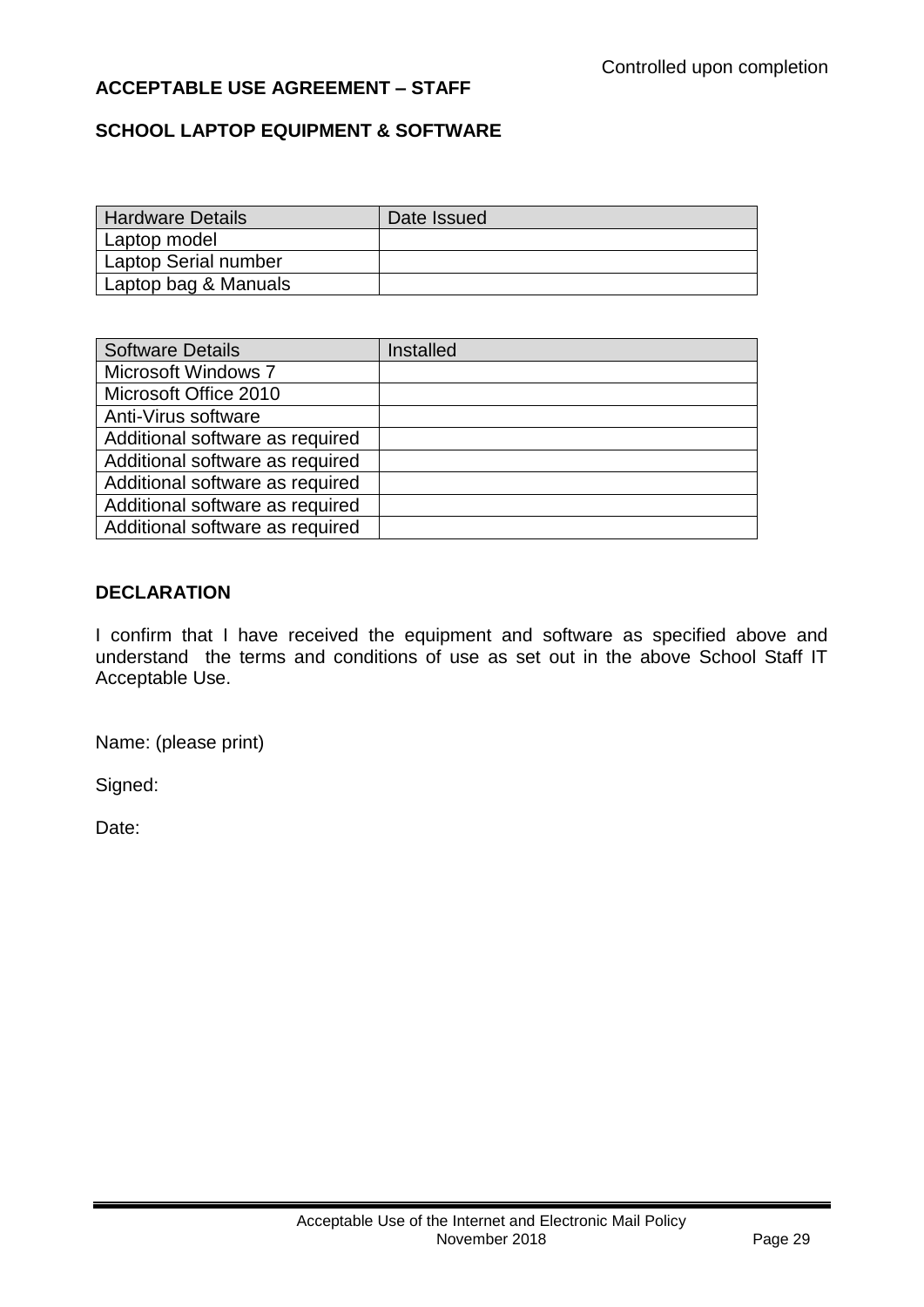Controlled upon completion

**ACCEPTABLE USE AGREEMENT – STAFF**

**SCHOOL LAPTOP EQUIPMENT & SOFTWARE**

| Hardware Details | Date Issued |
|---|---|
| Laptop model | |
| Laptop Serial number | |
| Laptop bag & Manuals | |

| Software Details | Installed |
|---|---|
| Microsoft Windows 7 | |
| Microsoft Office 2010 | |
| Anti-Virus software | |
| Additional software as required | |
| Additional software as required | |
| Additional software as required | |
| Additional software as required | |
| Additional software as required | |

**DECLARATION**

I confirm that I have received the equipment and software as specified above and understand the terms and conditions of use as set out in the above School Staff IT Acceptable Use.

Name: (please print)

Signed:

Date: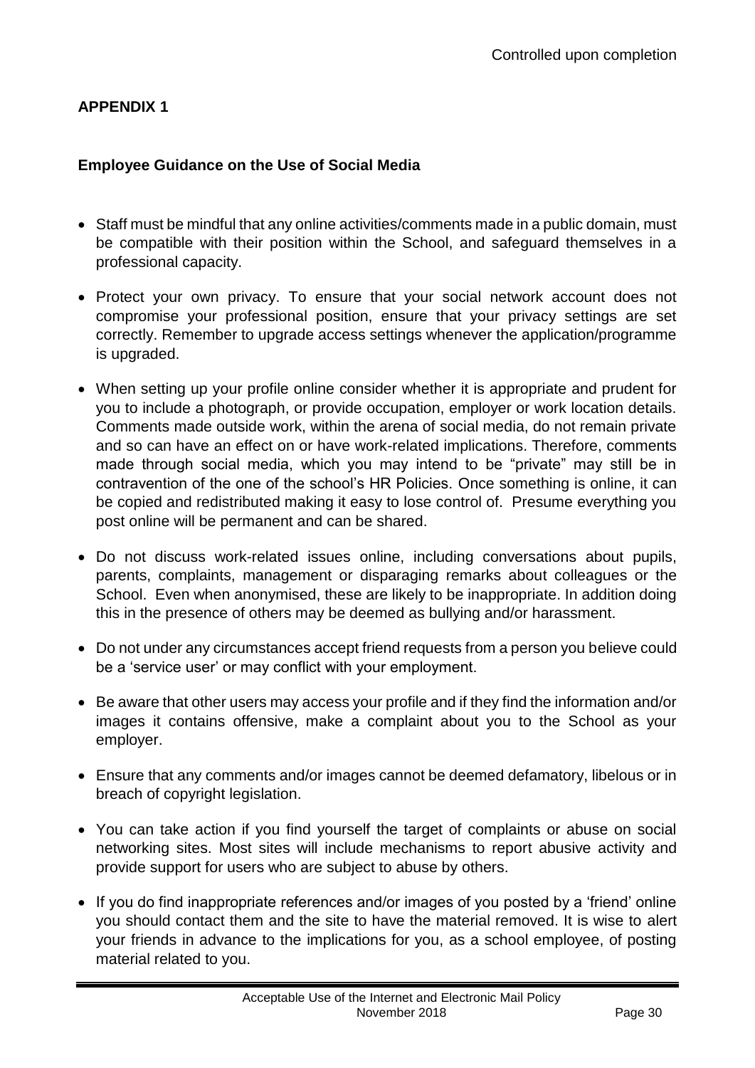## APPENDIX 1

### Employee Guidance on the Use of Social Media

- Staff must be mindful that any online activities/comments made in a public domain, must be compatible with their position within the School, and safeguard themselves in a professional capacity.
- Protect your own privacy. To ensure that your social network account does not compromise your professional position, ensure that your privacy settings are set correctly. Remember to upgrade access settings whenever the application/programme is upgraded.
- When setting up your profile online consider whether it is appropriate and prudent for you to include a photograph, or provide occupation, employer or work location details. Comments made outside work, within the arena of social media, do not remain private and so can have an effect on or have work-related implications. Therefore, comments made through social media, which you may intend to be "private" may still be in contravention of the one of the school's HR Policies. Once something is online, it can be copied and redistributed making it easy to lose control of. Presume everything you post online will be permanent and can be shared.
- Do not discuss work-related issues online, including conversations about pupils, parents, complaints, management or disparaging remarks about colleagues or the School. Even when anonymised, these are likely to be inappropriate. In addition doing this in the presence of others may be deemed as bullying and/or harassment.
- Do not under any circumstances accept friend requests from a person you believe could be a 'service user' or may conflict with your employment.
- Be aware that other users may access your profile and if they find the information and/or images it contains offensive, make a complaint about you to the School as your employer.
- Ensure that any comments and/or images cannot be deemed defamatory, libelous or in breach of copyright legislation.
- You can take action if you find yourself the target of complaints or abuse on social networking sites. Most sites will include mechanisms to report abusive activity and provide support for users who are subject to abuse by others.
- If you do find inappropriate references and/or images of you posted by a 'friend' online you should contact them and the site to have the material removed. It is wise to alert your friends in advance to the implications for you, as a school employee, of posting material related to you.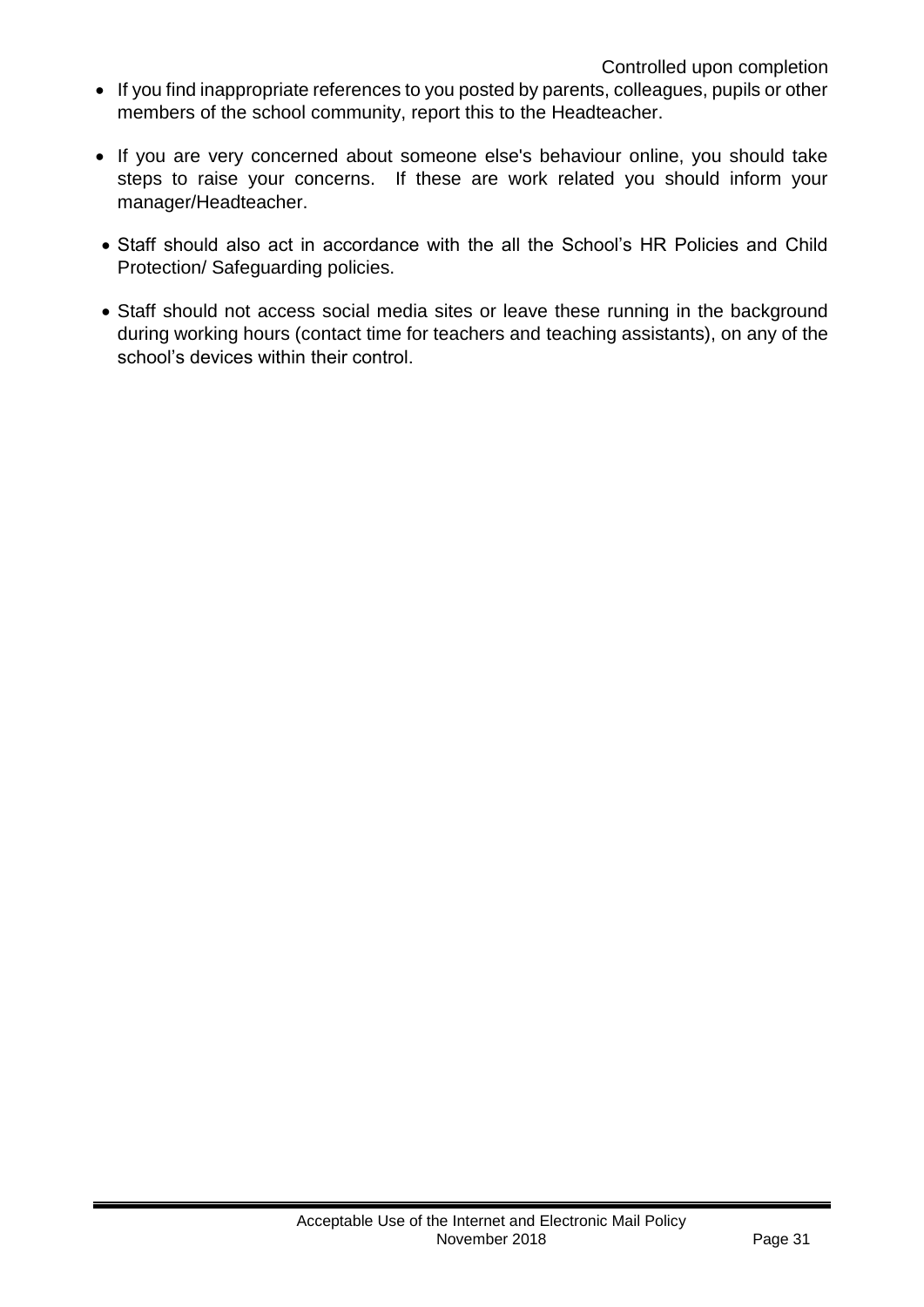- If you find inappropriate references to you posted by parents, colleagues, pupils or other members of the school community, report this to the Headteacher.

- If you are very concerned about someone else's behaviour online, you should take steps to raise your concerns. If these are work related you should inform your manager/Headteacher.

- Staff should also act in accordance with the all the School's HR Policies and Child Protection/ Safeguarding policies.

- Staff should not access social media sites or leave these running in the background during working hours (contact time for teachers and teaching assistants), on any of the school's devices within their control.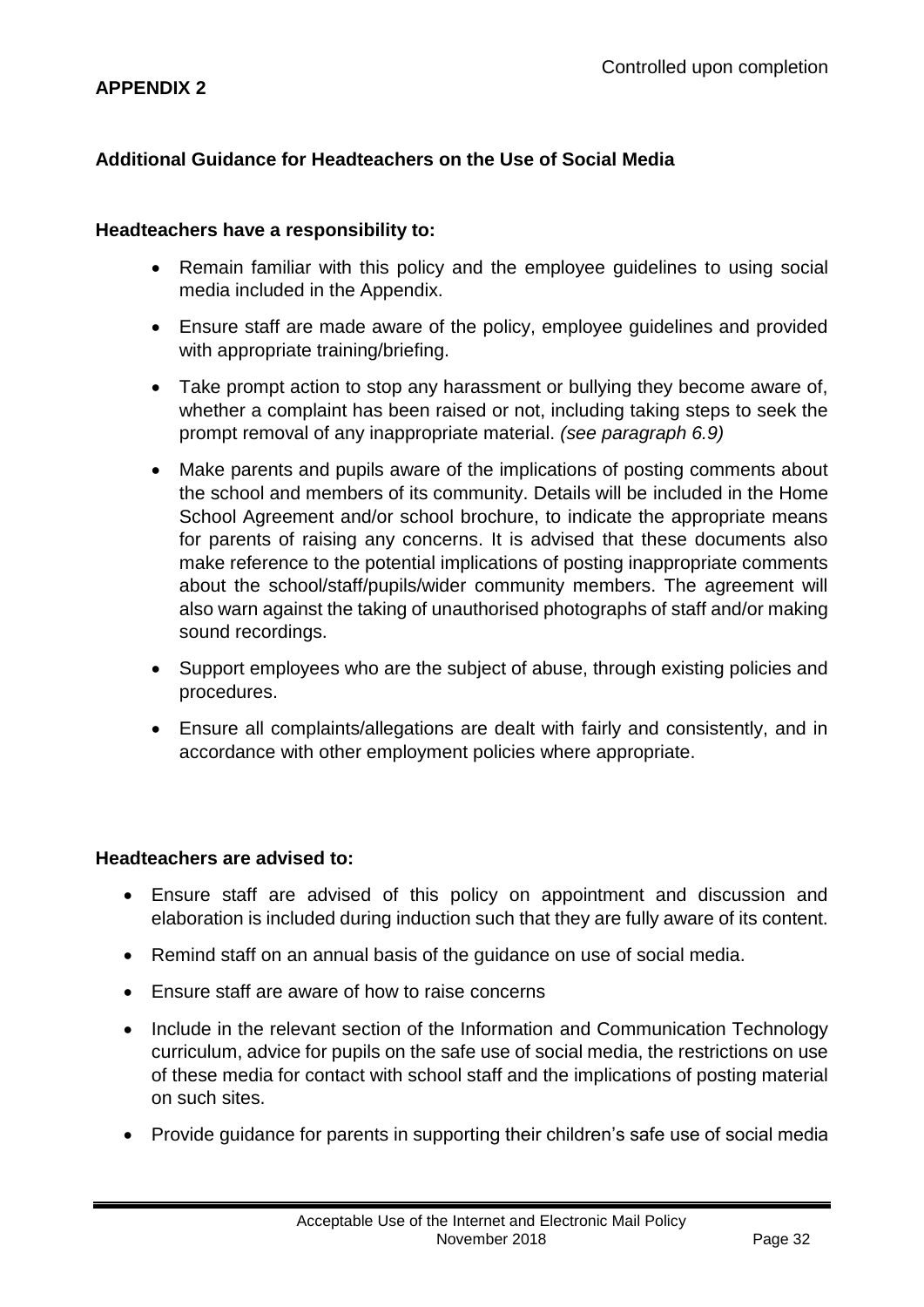**APPENDIX 2**

### Additional Guidance for Headteachers on the Use of Social Media

**Headteachers have a responsibility to:**

- Remain familiar with this policy and the employee guidelines to using social media included in the Appendix.
- Ensure staff are made aware of the policy, employee guidelines and provided with appropriate training/briefing.
- Take prompt action to stop any harassment or bullying they become aware of, whether a complaint has been raised or not, including taking steps to seek the prompt removal of any inappropriate material. *(see paragraph 6.9)*
- Make parents and pupils aware of the implications of posting comments about the school and members of its community. Details will be included in the Home School Agreement and/or school brochure, to indicate the appropriate means for parents of raising any concerns. It is advised that these documents also make reference to the potential implications of posting inappropriate comments about the school/staff/pupils/wider community members. The agreement will also warn against the taking of unauthorised photographs of staff and/or making sound recordings.
- Support employees who are the subject of abuse, through existing policies and procedures.
- Ensure all complaints/allegations are dealt with fairly and consistently, and in accordance with other employment policies where appropriate.

**Headteachers are advised to:**

- Ensure staff are advised of this policy on appointment and discussion and elaboration is included during induction such that they are fully aware of its content.
- Remind staff on an annual basis of the guidance on use of social media.
- Ensure staff are aware of how to raise concerns
- Include in the relevant section of the Information and Communication Technology curriculum, advice for pupils on the safe use of social media, the restrictions on use of these media for contact with school staff and the implications of posting material on such sites.
- Provide guidance for parents in supporting their children's safe use of social media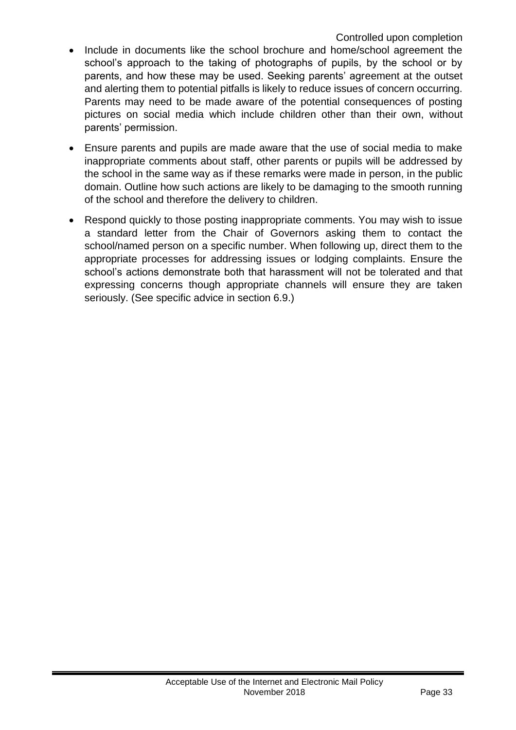- Include in documents like the school brochure and home/school agreement the school's approach to the taking of photographs of pupils, by the school or by parents, and how these may be used. Seeking parents' agreement at the outset and alerting them to potential pitfalls is likely to reduce issues of concern occurring. Parents may need to be made aware of the potential consequences of posting pictures on social media which include children other than their own, without parents' permission.
- Ensure parents and pupils are made aware that the use of social media to make inappropriate comments about staff, other parents or pupils will be addressed by the school in the same way as if these remarks were made in person, in the public domain. Outline how such actions are likely to be damaging to the smooth running of the school and therefore the delivery to children.
- Respond quickly to those posting inappropriate comments. You may wish to issue a standard letter from the Chair of Governors asking them to contact the school/named person on a specific number. When following up, direct them to the appropriate processes for addressing issues or lodging complaints. Ensure the school's actions demonstrate both that harassment will not be tolerated and that expressing concerns though appropriate channels will ensure they are taken seriously. (See specific advice in section 6.9.)